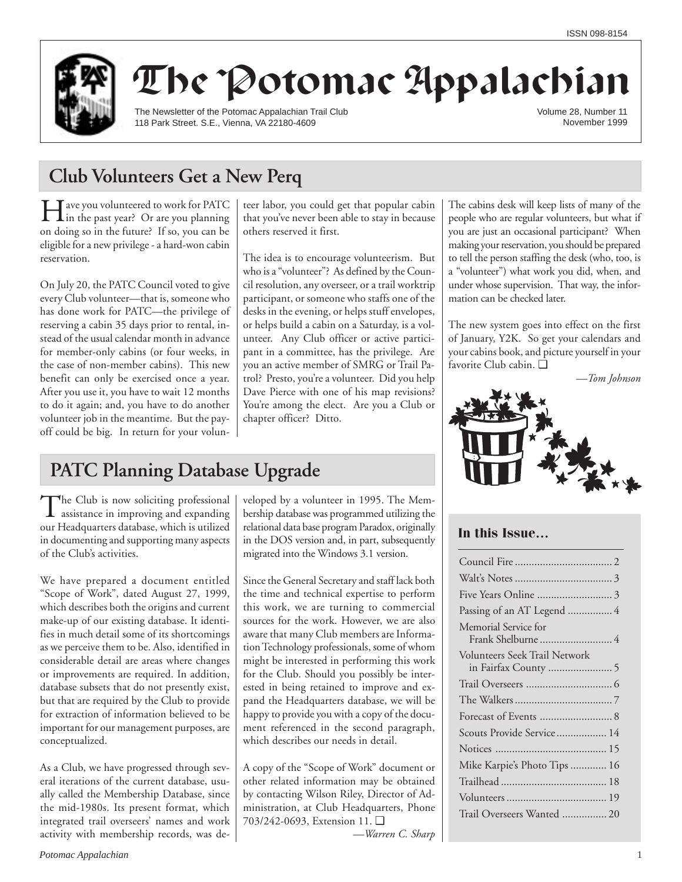ISSN 098-8154

# The Potomac Appalachian

The Newsletter of the Potomac Appalachian Trail Club
118 Park Street. S.E., Vienna, VA 22180-4609

Volume 28, Number 11
November 1999

## Club Volunteers Get a New Perq

Have you volunteered to work for PATC in the past year? Or are you planning on doing so in the future? If so, you can be eligible for a new privilege - a hard-won cabin reservation.

On July 20, the PATC Council voted to give every Club volunteer—that is, someone who has done work for PATC—the privilege of reserving a cabin 35 days prior to rental, instead of the usual calendar month in advance for member-only cabins (or four weeks, in the case of non-member cabins). This new benefit can only be exercised once a year. After you use it, you have to wait 12 months to do it again; and, you have to do another volunteer job in the meantime. But the payoff could be big. In return for your volunteer labor, you could get that popular cabin that you've never been able to stay in because others reserved it first.

The idea is to encourage volunteerism. But who is a "volunteer"? As defined by the Council resolution, any overseer, or a trail worktrip participant, or someone who staffs one of the desks in the evening, or helps stuff envelopes, or helps build a cabin on a Saturday, is a volunteer. Any Club officer or active participant in a committee, has the privilege. Are you an active member of SMRG or Trail Patrol? Presto, you're a volunteer. Did you help Dave Pierce with one of his map revisions? You're among the elect. Are you a Club or chapter officer? Ditto.

The cabins desk will keep lists of many of the people who are regular volunteers, but what if you are just an occasional participant? When making your reservation, you should be prepared to tell the person staffing the desk (who, too, is a "volunteer") what work you did, when, and under whose supervision. That way, the information can be checked later.

The new system goes into effect on the first of January, Y2K. So get your calendars and your cabins book, and picture yourself in your favorite Club cabin. ❑

*—Tom Johnson*

## PATC Planning Database Upgrade

The Club is now soliciting professional assistance in improving and expanding our Headquarters database, which is utilized in documenting and supporting many aspects of the Club's activities.

We have prepared a document entitled "Scope of Work", dated August 27, 1999, which describes both the origins and current make-up of our existing database. It identifies in much detail some of its shortcomings as we perceive them to be. Also, identified in considerable detail are areas where changes or improvements are required. In addition, database subsets that do not presently exist, but that are required by the Club to provide for extraction of information believed to be important for our management purposes, are conceptualized.

As a Club, we have progressed through several iterations of the current database, usually called the Membership Database, since the mid-1980s. Its present format, which integrated trail overseers' names and work activity with membership records, was developed by a volunteer in 1995. The Membership database was programmed utilizing the relational data base program Paradox, originally in the DOS version and, in part, subsequently migrated into the Windows 3.1 version.

Since the General Secretary and staff lack both the time and technical expertise to perform this work, we are turning to commercial sources for the work. However, we are also aware that many Club members are Information Technology professionals, some of whom might be interested in performing this work for the Club. Should you possibly be interested in being retained to improve and expand the Headquarters database, we will be happy to provide you with a copy of the document referenced in the second paragraph, which describes our needs in detail.

A copy of the "Scope of Work" document or other related information may be obtained by contacting Wilson Riley, Director of Administration, at Club Headquarters, Phone 703/242-0693, Extension 11. ❑

*—Warren C. Sharp*

### In this Issue…

| | |
|---|---|
| Council Fire | 2 |
| Walt's Notes | 3 |
| Five Years Online | 3 |
| Passing of an AT Legend | 4 |
| Memorial Service for Frank Shelburne | 4 |
| Volunteers Seek Trail Network in Fairfax County | 5 |
| Trail Overseers | 6 |
| The Walkers | 7 |
| Forecast of Events | 8 |
| Scouts Provide Service | 14 |
| Notices | 15 |
| Mike Karpie's Photo Tips | 16 |
| Trailhead | 18 |
| Volunteers | 19 |
| Trail Overseers Wanted | 20 |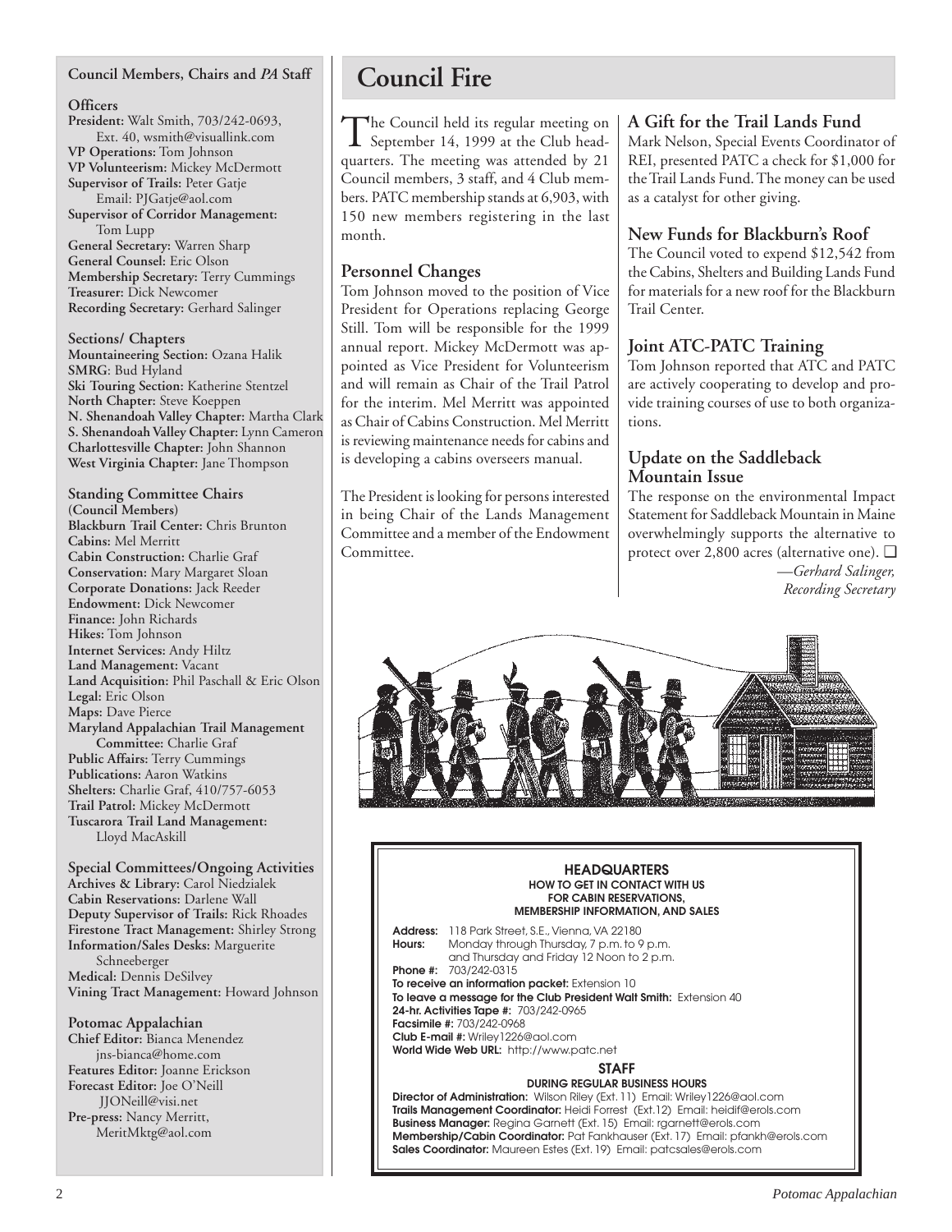## Council Members, Chairs and *PA* Staff

### Officers

**President:** Walt Smith, 703/242-0693, Ext. 40, wsmith@visuallink.com
**VP Operations:** Tom Johnson
**VP Volunteerism:** Mickey McDermott
**Supervisor of Trails:** Peter Gatje
Email: PJGatje@aol.com
**Supervisor of Corridor Management:** Tom Lupp
**General Secretary:** Warren Sharp
**General Counsel:** Eric Olson
**Membership Secretary:** Terry Cummings
**Treasurer:** Dick Newcomer
**Recording Secretary:** Gerhard Salinger

### Sections/ Chapters

**Mountaineering Section:** Ozana Halik
**SMRG**: Bud Hyland
**Ski Touring Section:** Katherine Stentzel
**North Chapter:** Steve Koeppen
**N. Shenandoah Valley Chapter:** Martha Clark
**S. Shenandoah Valley Chapter:** Lynn Cameron
**Charlottesville Chapter:** John Shannon
**West Virginia Chapter:** Jane Thompson

### Standing Committee Chairs (Council Members)

**Blackburn Trail Center:** Chris Brunton
**Cabins:** Mel Merritt
**Cabin Construction:** Charlie Graf
**Conservation:** Mary Margaret Sloan
**Corporate Donations:** Jack Reeder
**Endowment:** Dick Newcomer
**Finance:** John Richards
**Hikes:** Tom Johnson
**Internet Services:** Andy Hiltz
**Land Management:** Vacant
**Land Acquisition:** Phil Paschall & Eric Olson
**Legal:** Eric Olson
**Maps:** Dave Pierce
**Maryland Appalachian Trail Management Committee:** Charlie Graf
**Public Affairs:** Terry Cummings
**Publications:** Aaron Watkins
**Shelters:** Charlie Graf, 410/757-6053
**Trail Patrol:** Mickey McDermott
**Tuscarora Trail Land Management:** Lloyd MacAskill

### Special Committees/Ongoing Activities

**Archives & Library:** Carol Niedzialek
**Cabin Reservations:** Darlene Wall
**Deputy Supervisor of Trails:** Rick Rhoades
**Firestone Tract Management:** Shirley Strong
**Information/Sales Desks:** Marguerite Schneeberger
**Medical:** Dennis DeSilvey
**Vining Tract Management:** Howard Johnson

### Potomac Appalachian

**Chief Editor:** Bianca Menendez
jns-bianca@home.com
**Features Editor:** Joanne Erickson
**Forecast Editor:** Joe O'Neill
JJONeill@visi.net
**Pre-press:** Nancy Merritt,
MeritMktg@aol.com

# Council Fire

The Council held its regular meeting on September 14, 1999 at the Club headquarters. The meeting was attended by 21 Council members, 3 staff, and 4 Club members. PATC membership stands at 6,903, with 150 new members registering in the last month.

## Personnel Changes

Tom Johnson moved to the position of Vice President for Operations replacing George Still. Tom will be responsible for the 1999 annual report. Mickey McDermott was appointed as Vice President for Volunteerism and will remain as Chair of the Trail Patrol for the interim. Mel Merritt was appointed as Chair of Cabins Construction. Mel Merritt is reviewing maintenance needs for cabins and is developing a cabins overseers manual.

The President is looking for persons interested in being Chair of the Lands Management Committee and a member of the Endowment Committee.

## A Gift for the Trail Lands Fund

Mark Nelson, Special Events Coordinator of REI, presented PATC a check for $1,000 for the Trail Lands Fund. The money can be used as a catalyst for other giving.

## New Funds for Blackburn's Roof

The Council voted to expend $12,542 from the Cabins, Shelters and Building Lands Fund for materials for a new roof for the Blackburn Trail Center.

## Joint ATC-PATC Training

Tom Johnson reported that ATC and PATC are actively cooperating to develop and provide training courses of use to both organizations.

## Update on the Saddleback Mountain Issue

The response on the environmental Impact Statement for Saddleback Mountain in Maine overwhelmingly supports the alternative to protect over 2,800 acres (alternative one). ❑

*—Gerhard Salinger, Recording Secretary*

## HEADQUARTERS

**HOW TO GET IN CONTACT WITH US FOR CABIN RESERVATIONS, MEMBERSHIP INFORMATION, AND SALES**

**Address:** 118 Park Street, S.E., Vienna, VA 22180
**Hours:** Monday through Thursday, 7 p.m. to 9 p.m. and Thursday and Friday 12 Noon to 2 p.m.
**Phone #:** 703/242-0315
**To receive an information packet:** Extension 10
**To leave a message for the Club President Walt Smith:** Extension 40
**24-hr. Activities Tape #:** 703/242-0965
**Facsimile #:** 703/242-0968
**Club E-mail #:** Wriley1226@aol.com
**World Wide Web URL:** http://www.patc.net

## STAFF

**DURING REGULAR BUSINESS HOURS**

**Director of Administration:** Wilson Riley (Ext. 11) Email: Wriley1226@aol.com
**Trails Management Coordinator:** Heidi Forrest (Ext.12) Email: heidif@erols.com
**Business Manager:** Regina Garnett (Ext. 15) Email: rgarnett@erols.com
**Membership/Cabin Coordinator:** Pat Fankhauser (Ext. 17) Email: pfankh@erols.com
**Sales Coordinator:** Maureen Estes (Ext. 19) Email: patcsales@erols.com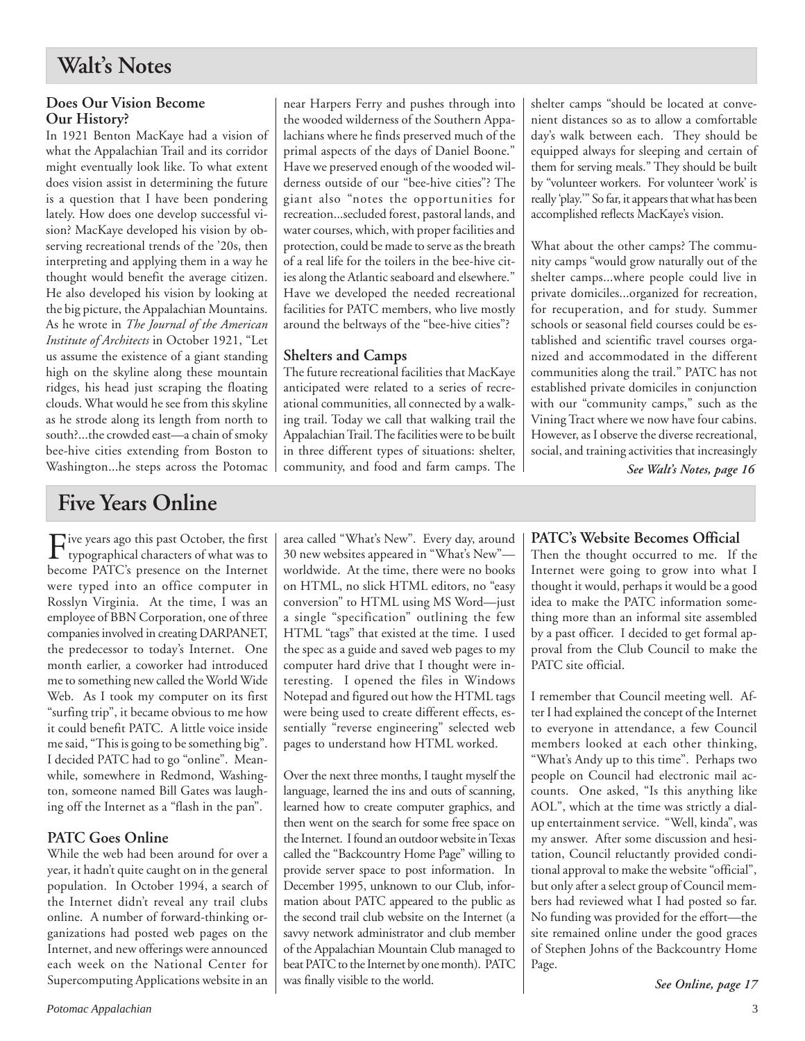# Walt's Notes

### Does Our Vision Become Our History?

In 1921 Benton MacKaye had a vision of what the Appalachian Trail and its corridor might eventually look like. To what extent does vision assist in determining the future is a question that I have been pondering lately. How does one develop successful vision? MacKaye developed his vision by observing recreational trends of the '20s, then interpreting and applying them in a way he thought would benefit the average citizen. He also developed his vision by looking at the big picture, the Appalachian Mountains. As he wrote in *The Journal of the American Institute of Architects* in October 1921, "Let us assume the existence of a giant standing high on the skyline along these mountain ridges, his head just scraping the floating clouds. What would he see from this skyline as he strode along its length from north to south?...the crowded east—a chain of smoky bee-hive cities extending from Boston to Washington...he steps across the Potomac near Harpers Ferry and pushes through into the wooded wilderness of the Southern Appalachians where he finds preserved much of the primal aspects of the days of Daniel Boone." Have we preserved enough of the wooded wilderness outside of our "bee-hive cities"? The giant also "notes the opportunities for recreation...secluded forest, pastoral lands, and water courses, which, with proper facilities and protection, could be made to serve as the breath of a real life for the toilers in the bee-hive cities along the Atlantic seaboard and elsewhere." Have we developed the needed recreational facilities for PATC members, who live mostly around the beltways of the "bee-hive cities"?

### Shelters and Camps

The future recreational facilities that MacKaye anticipated were related to a series of recreational communities, all connected by a walking trail. Today we call that walking trail the Appalachian Trail. The facilities were to be built in three different types of situations: shelter, community, and food and farm camps. The shelter camps "should be located at convenient distances so as to allow a comfortable day's walk between each. They should be equipped always for sleeping and certain of them for serving meals." They should be built by "volunteer workers. For volunteer 'work' is really 'play.'" So far, it appears that what has been accomplished reflects MacKaye's vision.

What about the other camps? The community camps "would grow naturally out of the shelter camps...where people could live in private domiciles...organized for recreation, for recuperation, and for study. Summer schools or seasonal field courses could be established and scientific travel courses organized and accommodated in the different communities along the trail." PATC has not established private domiciles in conjunction with our "community camps," such as the Vining Tract where we now have four cabins. However, as I observe the diverse recreational, social, and training activities that increasingly

*See Walt's Notes, page 16*

# Five Years Online

Five years ago this past October, the first typographical characters of what was to become PATC's presence on the Internet were typed into an office computer in Rosslyn Virginia. At the time, I was an employee of BBN Corporation, one of three companies involved in creating DARPANET, the predecessor to today's Internet. One month earlier, a coworker had introduced me to something new called the World Wide Web. As I took my computer on its first "surfing trip", it became obvious to me how it could benefit PATC. A little voice inside me said, "This is going to be something big". I decided PATC had to go "online". Meanwhile, somewhere in Redmond, Washington, someone named Bill Gates was laughing off the Internet as a "flash in the pan".

### PATC Goes Online

While the web had been around for over a year, it hadn't quite caught on in the general population. In October 1994, a search of the Internet didn't reveal any trail clubs online. A number of forward-thinking organizations had posted web pages on the Internet, and new offerings were announced each week on the National Center for Supercomputing Applications website in an area called "What's New". Every day, around 30 new websites appeared in "What's New"—worldwide. At the time, there were no books on HTML, no slick HTML editors, no "easy conversion" to HTML using MS Word—just a single "specification" outlining the few HTML "tags" that existed at the time. I used the spec as a guide and saved web pages to my computer hard drive that I thought were interesting. I opened the files in Windows Notepad and figured out how the HTML tags were being used to create different effects, essentially "reverse engineering" selected web pages to understand how HTML worked.

Over the next three months, I taught myself the language, learned the ins and outs of scanning, learned how to create computer graphics, and then went on the search for some free space on the Internet. I found an outdoor website in Texas called the "Backcountry Home Page" willing to provide server space to post information. In December 1995, unknown to our Club, information about PATC appeared to the public as the second trail club website on the Internet (a savvy network administrator and club member of the Appalachian Mountain Club managed to beat PATC to the Internet by one month). PATC was finally visible to the world.

### PATC's Website Becomes Official

Then the thought occurred to me. If the Internet were going to grow into what I thought it would, perhaps it would be a good idea to make the PATC information something more than an informal site assembled by a past officer. I decided to get formal approval from the Club Council to make the PATC site official.

I remember that Council meeting well. After I had explained the concept of the Internet to everyone in attendance, a few Council members looked at each other thinking, "What's Andy up to this time". Perhaps two people on Council had electronic mail accounts. One asked, "Is this anything like AOL", which at the time was strictly a dial-up entertainment service. "Well, kinda", was my answer. After some discussion and hesitation, Council reluctantly provided conditional approval to make the website "official", but only after a select group of Council members had reviewed what I had posted so far. No funding was provided for the effort—the site remained online under the good graces of Stephen Johns of the Backcountry Home Page.

*See Online, page 17*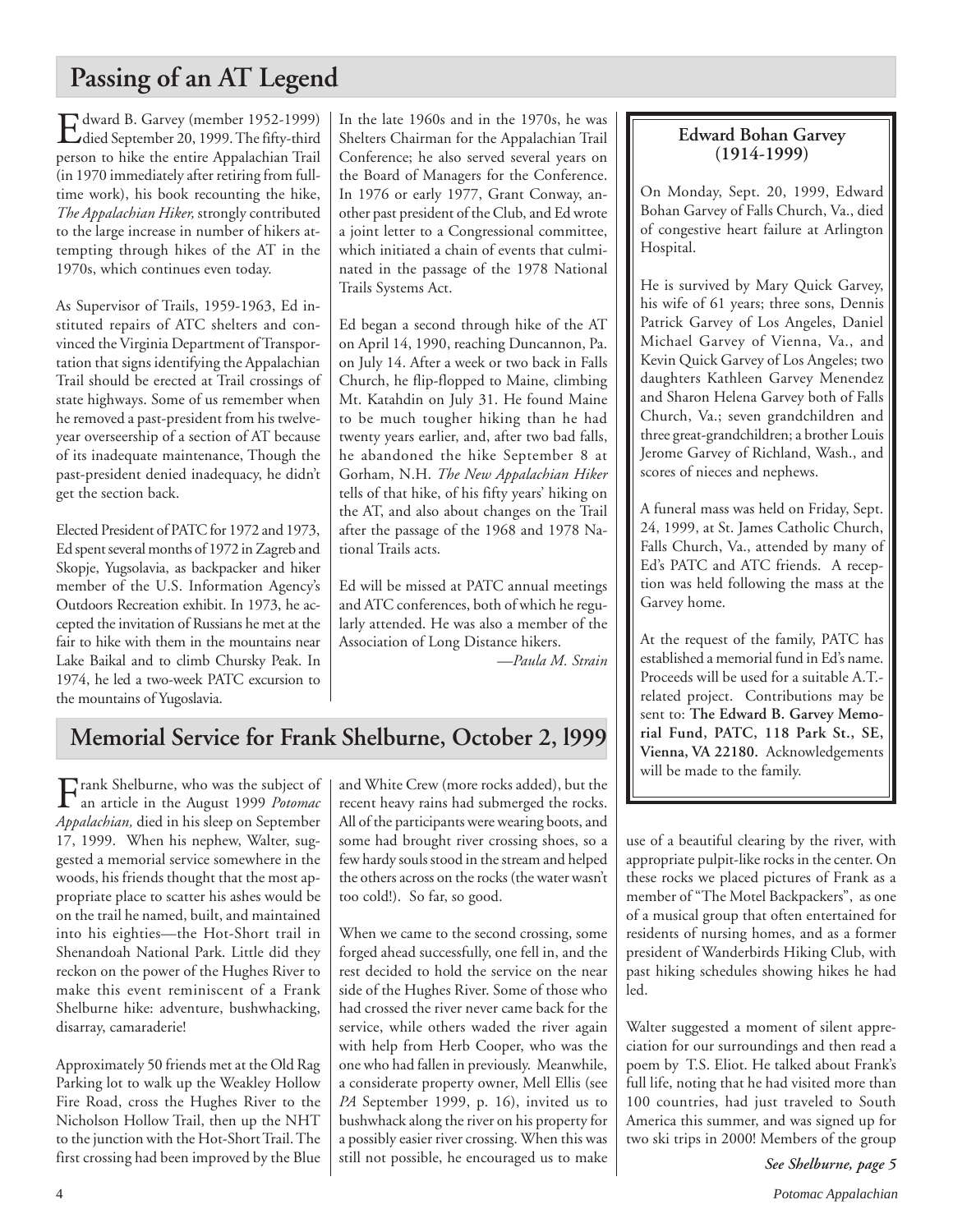## Passing of an AT Legend

Edward B. Garvey (member 1952-1999) died September 20, 1999. The fifty-third person to hike the entire Appalachian Trail (in 1970 immediately after retiring from full-time work), his book recounting the hike, *The Appalachian Hiker,* strongly contributed to the large increase in number of hikers attempting through hikes of the AT in the 1970s, which continues even today.

As Supervisor of Trails, 1959-1963, Ed instituted repairs of ATC shelters and convinced the Virginia Department of Transportation that signs identifying the Appalachian Trail should be erected at Trail crossings of state highways. Some of us remember when he removed a past-president from his twelve-year overseership of a section of AT because of its inadequate maintenance, Though the past-president denied inadequacy, he didn't get the section back.

Elected President of PATC for 1972 and 1973, Ed spent several months of 1972 in Zagreb and Skopje, Yugsolavia, as backpacker and hiker member of the U.S. Information Agency's Outdoors Recreation exhibit. In 1973, he accepted the invitation of Russians he met at the fair to hike with them in the mountains near Lake Baikal and to climb Chursky Peak. In 1974, he led a two-week PATC excursion to the mountains of Yugoslavia.

In the late 1960s and in the 1970s, he was Shelters Chairman for the Appalachian Trail Conference; he also served several years on the Board of Managers for the Conference. In 1976 or early 1977, Grant Conway, another past president of the Club, and Ed wrote a joint letter to a Congressional committee, which initiated a chain of events that culminated in the passage of the 1978 National Trails Systems Act.

Ed began a second through hike of the AT on April 14, 1990, reaching Duncannon, Pa. on July 14. After a week or two back in Falls Church, he flip-flopped to Maine, climbing Mt. Katahdin on July 31. He found Maine to be much tougher hiking than he had twenty years earlier, and, after two bad falls, he abandoned the hike September 8 at Gorham, N.H. *The New Appalachian Hiker* tells of that hike, of his fifty years' hiking on the AT, and also about changes on the Trail after the passage of the 1968 and 1978 National Trails acts.

Ed will be missed at PATC annual meetings and ATC conferences, both of which he regularly attended. He was also a member of the Association of Long Distance hikers.

*—Paula M. Strain*

### Edward Bohan Garvey (1914-1999)

On Monday, Sept. 20, 1999, Edward Bohan Garvey of Falls Church, Va., died of congestive heart failure at Arlington Hospital.

He is survived by Mary Quick Garvey, his wife of 61 years; three sons, Dennis Patrick Garvey of Los Angeles, Daniel Michael Garvey of Vienna, Va., and Kevin Quick Garvey of Los Angeles; two daughters Kathleen Garvey Menendez and Sharon Helena Garvey both of Falls Church, Va.; seven grandchildren and three great-grandchildren; a brother Louis Jerome Garvey of Richland, Wash., and scores of nieces and nephews.

A funeral mass was held on Friday, Sept. 24, 1999, at St. James Catholic Church, Falls Church, Va., attended by many of Ed's PATC and ATC friends. A reception was held following the mass at the Garvey home.

At the request of the family, PATC has established a memorial fund in Ed's name. Proceeds will be used for a suitable A.T.-related project. Contributions may be sent to: **The Edward B. Garvey Memorial Fund, PATC, 118 Park St., SE, Vienna, VA 22180.** Acknowledgements will be made to the family.

## Memorial Service for Frank Shelburne, October 2, 1999

Frank Shelburne, who was the subject of an article in the August 1999 *Potomac Appalachian,* died in his sleep on September 17, 1999. When his nephew, Walter, suggested a memorial service somewhere in the woods, his friends thought that the most appropriate place to scatter his ashes would be on the trail he named, built, and maintained into his eighties—the Hot-Short trail in Shenandoah National Park. Little did they reckon on the power of the Hughes River to make this event reminiscent of a Frank Shelburne hike: adventure, bushwhacking, disarray, camaraderie!

Approximately 50 friends met at the Old Rag Parking lot to walk up the Weakley Hollow Fire Road, cross the Hughes River to the Nicholson Hollow Trail, then up the NHT to the junction with the Hot-Short Trail. The first crossing had been improved by the Blue and White Crew (more rocks added), but the recent heavy rains had submerged the rocks. All of the participants were wearing boots, and some had brought river crossing shoes, so a few hardy souls stood in the stream and helped the others across on the rocks (the water wasn't too cold!). So far, so good.

When we came to the second crossing, some forged ahead successfully, one fell in, and the rest decided to hold the service on the near side of the Hughes River. Some of those who had crossed the river never came back for the service, while others waded the river again with help from Herb Cooper, who was the one who had fallen in previously. Meanwhile, a considerate property owner, Mell Ellis (see *PA* September 1999, p. 16), invited us to bushwhack along the river on his property for a possibly easier river crossing. When this was still not possible, he encouraged us to make use of a beautiful clearing by the river, with appropriate pulpit-like rocks in the center. On these rocks we placed pictures of Frank as a member of "The Motel Backpackers", as one of a musical group that often entertained for residents of nursing homes, and as a former president of Wanderbirds Hiking Club, with past hiking schedules showing hikes he had led.

Walter suggested a moment of silent appreciation for our surroundings and then read a poem by T.S. Eliot. He talked about Frank's full life, noting that he had visited more than 100 countries, had just traveled to South America this summer, and was signed up for two ski trips in 2000! Members of the group

***See Shelburne, page 5***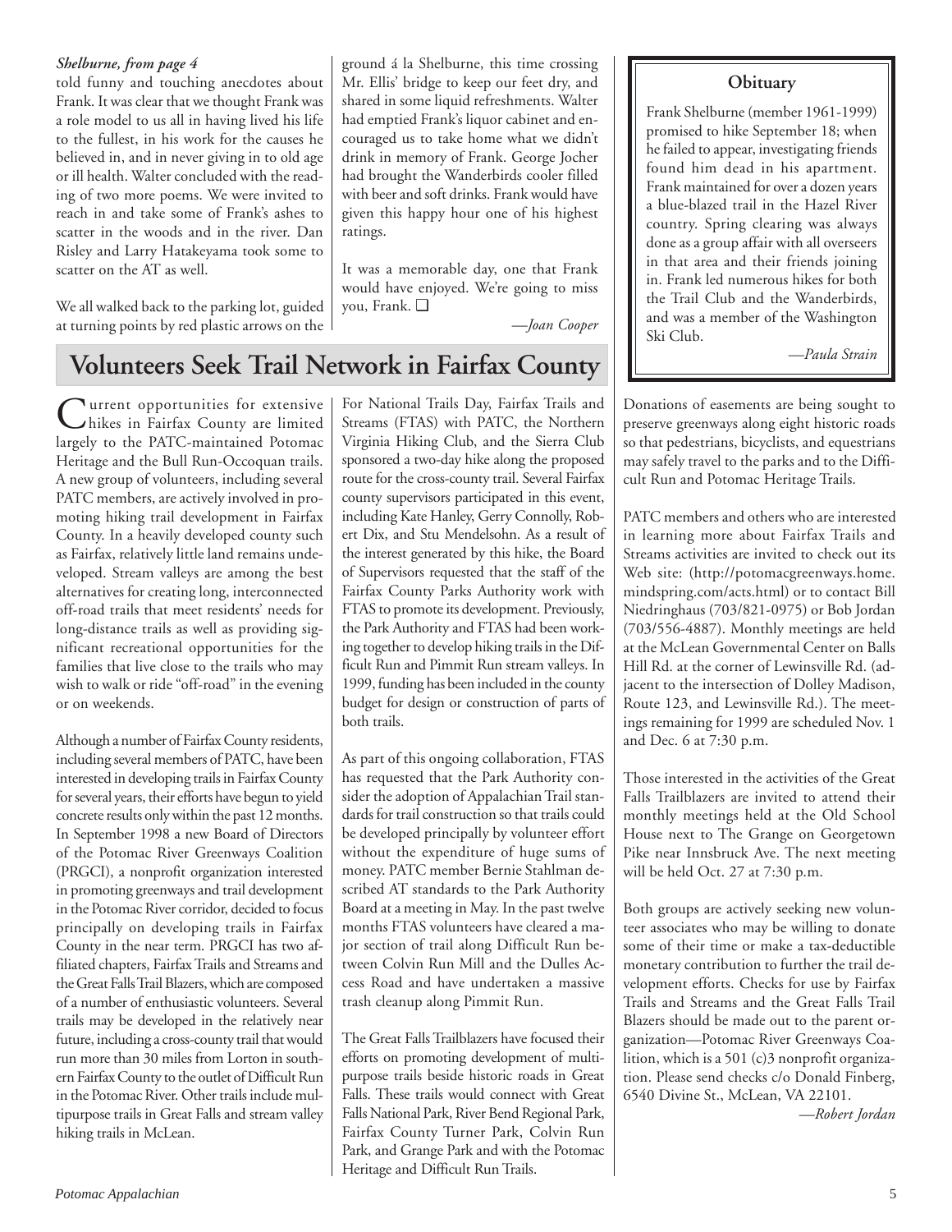*Shelburne, from page 4*

told funny and touching anecdotes about Frank. It was clear that we thought Frank was a role model to us all in having lived his life to the fullest, in his work for the causes he believed in, and in never giving in to old age or ill health. Walter concluded with the reading of two more poems. We were invited to reach in and take some of Frank's ashes to scatter in the woods and in the river. Dan Risley and Larry Hatakeyama took some to scatter on the AT as well.

We all walked back to the parking lot, guided at turning points by red plastic arrows on the ground á la Shelburne, this time crossing Mr. Ellis' bridge to keep our feet dry, and shared in some liquid refreshments. Walter had emptied Frank's liquor cabinet and encouraged us to take home what we didn't drink in memory of Frank. George Jocher had brought the Wanderbirds cooler filled with beer and soft drinks. Frank would have given this happy hour one of his highest ratings.

It was a memorable day, one that Frank would have enjoyed. We're going to miss you, Frank. ❑

*—Joan Cooper*

### Obituary

Frank Shelburne (member 1961-1999) promised to hike September 18; when he failed to appear, investigating friends found him dead in his apartment. Frank maintained for over a dozen years a blue-blazed trail in the Hazel River country. Spring clearing was always done as a group affair with all overseers in that area and their friends joining in. Frank led numerous hikes for both the Trail Club and the Wanderbirds, and was a member of the Washington Ski Club.

*—Paula Strain*

## Volunteers Seek Trail Network in Fairfax County

Current opportunities for extensive hikes in Fairfax County are limited largely to the PATC-maintained Potomac Heritage and the Bull Run-Occoquan trails. A new group of volunteers, including several PATC members, are actively involved in promoting hiking trail development in Fairfax County. In a heavily developed county such as Fairfax, relatively little land remains undeveloped. Stream valleys are among the best alternatives for creating long, interconnected off-road trails that meet residents' needs for long-distance trails as well as providing significant recreational opportunities for the families that live close to the trails who may wish to walk or ride "off-road" in the evening or on weekends.

Although a number of Fairfax County residents, including several members of PATC, have been interested in developing trails in Fairfax County for several years, their efforts have begun to yield concrete results only within the past 12 months. In September 1998 a new Board of Directors of the Potomac River Greenways Coalition (PRGCI), a nonprofit organization interested in promoting greenways and trail development in the Potomac River corridor, decided to focus principally on developing trails in Fairfax County in the near term. PRGCI has two affiliated chapters, Fairfax Trails and Streams and the Great Falls Trail Blazers, which are composed of a number of enthusiastic volunteers. Several trails may be developed in the relatively near future, including a cross-county trail that would run more than 30 miles from Lorton in southern Fairfax County to the outlet of Difficult Run in the Potomac River. Other trails include multipurpose trails in Great Falls and stream valley hiking trails in McLean.

For National Trails Day, Fairfax Trails and Streams (FTAS) with PATC, the Northern Virginia Hiking Club, and the Sierra Club sponsored a two-day hike along the proposed route for the cross-county trail. Several Fairfax county supervisors participated in this event, including Kate Hanley, Gerry Connolly, Robert Dix, and Stu Mendelsohn. As a result of the interest generated by this hike, the Board of Supervisors requested that the staff of the Fairfax County Parks Authority work with FTAS to promote its development. Previously, the Park Authority and FTAS had been working together to develop hiking trails in the Difficult Run and Pimmit Run stream valleys. In 1999, funding has been included in the county budget for design or construction of parts of both trails.

As part of this ongoing collaboration, FTAS has requested that the Park Authority consider the adoption of Appalachian Trail standards for trail construction so that trails could be developed principally by volunteer effort without the expenditure of huge sums of money. PATC member Bernie Stahlman described AT standards to the Park Authority Board at a meeting in May. In the past twelve months FTAS volunteers have cleared a major section of trail along Difficult Run between Colvin Run Mill and the Dulles Access Road and have undertaken a massive trash cleanup along Pimmit Run.

The Great Falls Trailblazers have focused their efforts on promoting development of multipurpose trails beside historic roads in Great Falls. These trails would connect with Great Falls National Park, River Bend Regional Park, Fairfax County Turner Park, Colvin Run Park, and Grange Park and with the Potomac Heritage and Difficult Run Trails.

Donations of easements are being sought to preserve greenways along eight historic roads so that pedestrians, bicyclists, and equestrians may safely travel to the parks and to the Difficult Run and Potomac Heritage Trails.

PATC members and others who are interested in learning more about Fairfax Trails and Streams activities are invited to check out its Web site: (http://potomacgreenways.home.mindspring.com/acts.html) or to contact Bill Niedringhaus (703/821-0975) or Bob Jordan (703/556-4887). Monthly meetings are held at the McLean Governmental Center on Balls Hill Rd. at the corner of Lewinsville Rd. (adjacent to the intersection of Dolley Madison, Route 123, and Lewinsville Rd.). The meetings remaining for 1999 are scheduled Nov. 1 and Dec. 6 at 7:30 p.m.

Those interested in the activities of the Great Falls Trailblazers are invited to attend their monthly meetings held at the Old School House next to The Grange on Georgetown Pike near Innsbruck Ave. The next meeting will be held Oct. 27 at 7:30 p.m.

Both groups are actively seeking new volunteer associates who may be willing to donate some of their time or make a tax-deductible monetary contribution to further the trail development efforts. Checks for use by Fairfax Trails and Streams and the Great Falls Trail Blazers should be made out to the parent organization—Potomac River Greenways Coalition, which is a 501 (c)3 nonprofit organization. Please send checks c/o Donald Finberg, 6540 Divine St., McLean, VA 22101.

*—Robert Jordan*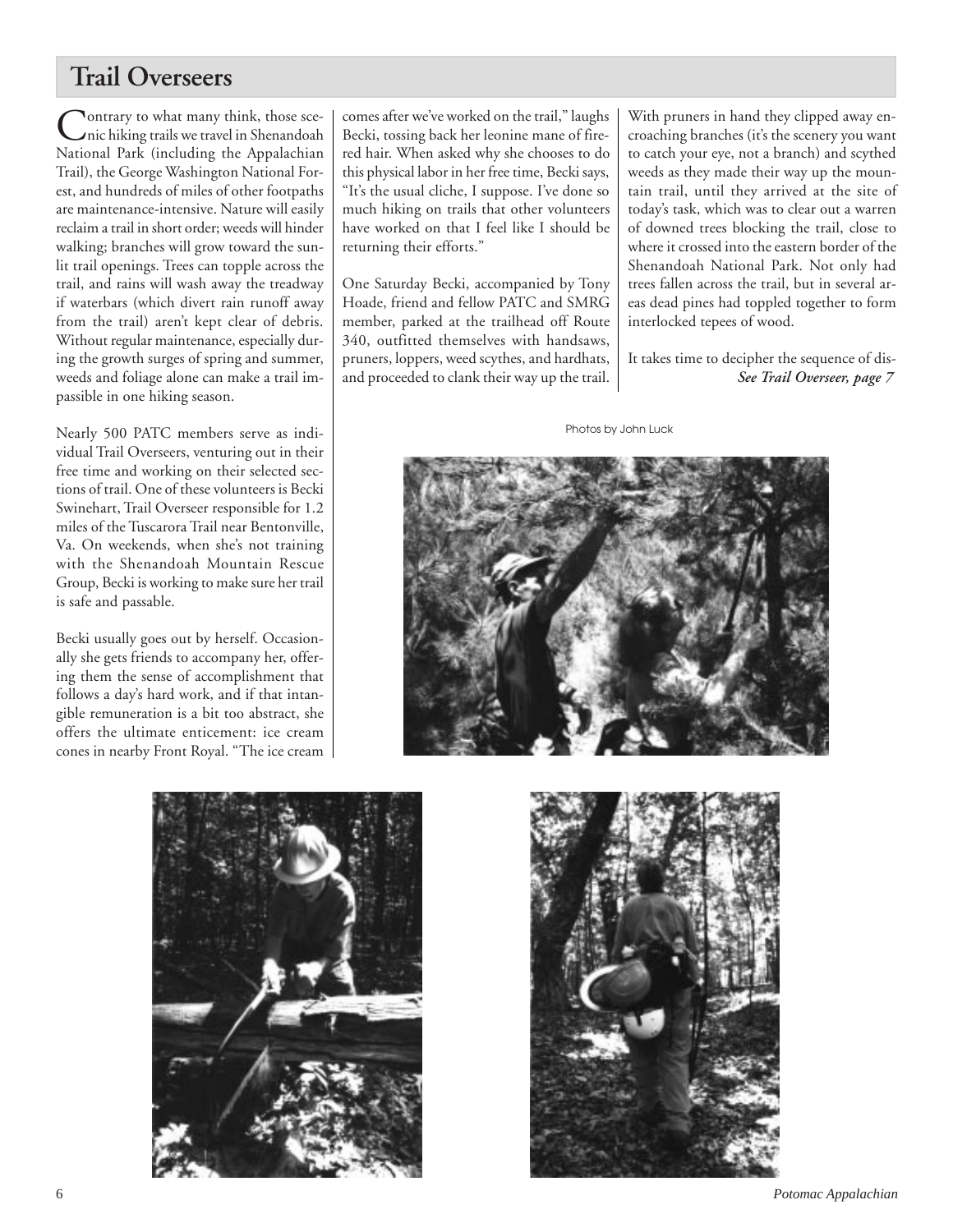## Trail Overseers

Contrary to what many think, those scenic hiking trails we travel in Shenandoah National Park (including the Appalachian Trail), the George Washington National Forest, and hundreds of miles of other footpaths are maintenance-intensive. Nature will easily reclaim a trail in short order; weeds will hinder walking; branches will grow toward the sunlit trail openings. Trees can topple across the trail, and rains will wash away the treadway if waterbars (which divert rain runoff away from the trail) aren't kept clear of debris. Without regular maintenance, especially during the growth surges of spring and summer, weeds and foliage alone can make a trail impassible in one hiking season.

Nearly 500 PATC members serve as individual Trail Overseers, venturing out in their free time and working on their selected sections of trail. One of these volunteers is Becki Swinehart, Trail Overseer responsible for 1.2 miles of the Tuscarora Trail near Bentonville, Va. On weekends, when she's not training with the Shenandoah Mountain Rescue Group, Becki is working to make sure her trail is safe and passable.

Becki usually goes out by herself. Occasionally she gets friends to accompany her, offering them the sense of accomplishment that follows a day's hard work, and if that intangible remuneration is a bit too abstract, she offers the ultimate enticement: ice cream cones in nearby Front Royal. "The ice cream comes after we've worked on the trail," laughs Becki, tossing back her leonine mane of fire-red hair. When asked why she chooses to do this physical labor in her free time, Becki says, "It's the usual cliche, I suppose. I've done so much hiking on trails that other volunteers have worked on that I feel like I should be returning their efforts."

One Saturday Becki, accompanied by Tony Hoade, friend and fellow PATC and SMRG member, parked at the trailhead off Route 340, outfitted themselves with handsaws, pruners, loppers, weed scythes, and hardhats, and proceeded to clank their way up the trail. With pruners in hand they clipped away encroaching branches (it's the scenery you want to catch your eye, not a branch) and scythed weeds as they made their way up the mountain trail, until they arrived at the site of today's task, which was to clear out a warren of downed trees blocking the trail, close to where it crossed into the eastern border of the Shenandoah National Park. Not only had trees fallen across the trail, but in several areas dead pines had toppled together to form interlocked tepees of wood.

It takes time to decipher the sequence of dis-

***See Trail Overseer, page 7***

Photos by John Luck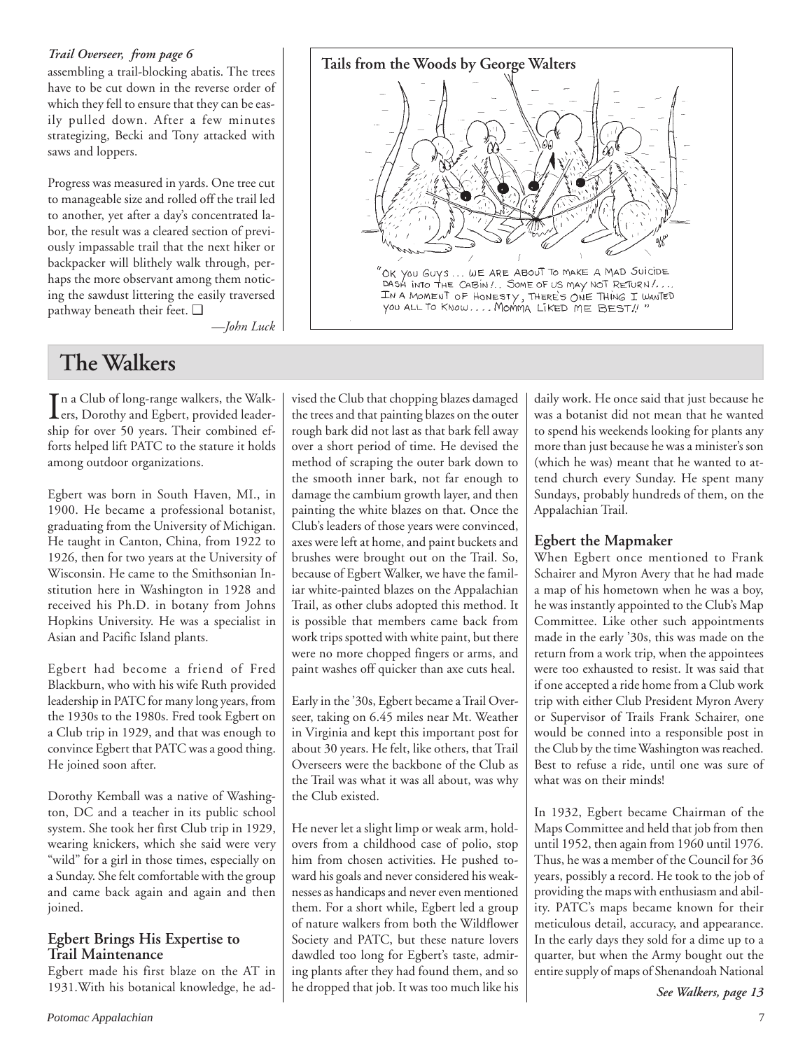*Trail Overseer, from page 6*

assembling a trail-blocking abatis. The trees have to be cut down in the reverse order of which they fell to ensure that they can be easily pulled down. After a few minutes strategizing, Becki and Tony attacked with saws and loppers.

Progress was measured in yards. One tree cut to manageable size and rolled off the trail led to another, yet after a day's concentrated labor, the result was a cleared section of previously impassable trail that the next hiker or backpacker will blithely walk through, perhaps the more observant among them noticing the sawdust littering the easily traversed pathway beneath their feet. ❑

*—John Luck*

**Tails from the Woods by George Walters**

"OK YOU GUYS... WE ARE ABOUT TO MAKE A MAD SUICIDE DASH INTO THE CABIN!.. SOME OF US MAY NOT RETURN!.... IN A MOMENT OF HONESTY, THERE'S ONE THING I WANTED YOU ALL TO KNOW.... MOMMA LIKED ME BEST!!"

# The Walkers

In a Club of long-range walkers, the Walkers, Dorothy and Egbert, provided leadership for over 50 years. Their combined efforts helped lift PATC to the stature it holds among outdoor organizations.

Egbert was born in South Haven, MI., in 1900. He became a professional botanist, graduating from the University of Michigan. He taught in Canton, China, from 1922 to 1926, then for two years at the University of Wisconsin. He came to the Smithsonian Institution here in Washington in 1928 and received his Ph.D. in botany from Johns Hopkins University. He was a specialist in Asian and Pacific Island plants.

Egbert had become a friend of Fred Blackburn, who with his wife Ruth provided leadership in PATC for many long years, from the 1930s to the 1980s. Fred took Egbert on a Club trip in 1929, and that was enough to convince Egbert that PATC was a good thing. He joined soon after.

Dorothy Kemball was a native of Washington, DC and a teacher in its public school system. She took her first Club trip in 1929, wearing knickers, which she said were very "wild" for a girl in those times, especially on a Sunday. She felt comfortable with the group and came back again and again and then joined.

## Egbert Brings His Expertise to Trail Maintenance

Egbert made his first blaze on the AT in 1931. With his botanical knowledge, he advised the Club that chopping blazes damaged the trees and that painting blazes on the outer rough bark did not last as that bark fell away over a short period of time. He devised the method of scraping the outer bark down to the smooth inner bark, not far enough to damage the cambium growth layer, and then painting the white blazes on that. Once the Club's leaders of those years were convinced, axes were left at home, and paint buckets and brushes were brought out on the Trail. So, because of Egbert Walker, we have the familiar white-painted blazes on the Appalachian Trail, as other clubs adopted this method. It is possible that members came back from work trips spotted with white paint, but there were no more chopped fingers or arms, and paint washes off quicker than axe cuts heal.

Early in the '30s, Egbert became a Trail Overseer, taking on 6.45 miles near Mt. Weather in Virginia and kept this important post for about 30 years. He felt, like others, that Trail Overseers were the backbone of the Club as the Trail was what it was all about, was why the Club existed.

He never let a slight limp or weak arm, holdovers from a childhood case of polio, stop him from chosen activities. He pushed toward his goals and never considered his weaknesses as handicaps and never even mentioned them. For a short while, Egbert led a group of nature walkers from both the Wildflower Society and PATC, but these nature lovers dawdled too long for Egbert's taste, admiring plants after they had found them, and so he dropped that job. It was too much like his daily work. He once said that just because he was a botanist did not mean that he wanted to spend his weekends looking for plants any more than just because he was a minister's son (which he was) meant that he wanted to attend church every Sunday. He spent many Sundays, probably hundreds of them, on the Appalachian Trail.

## Egbert the Mapmaker

When Egbert once mentioned to Frank Schairer and Myron Avery that he had made a map of his hometown when he was a boy, he was instantly appointed to the Club's Map Committee. Like other such appointments made in the early '30s, this was made on the return from a work trip, when the appointees were too exhausted to resist. It was said that if one accepted a ride home from a Club work trip with either Club President Myron Avery or Supervisor of Trails Frank Schairer, one would be conned into a responsible post in the Club by the time Washington was reached. Best to refuse a ride, until one was sure of what was on their minds!

In 1932, Egbert became Chairman of the Maps Committee and held that job from then until 1952, then again from 1960 until 1976. Thus, he was a member of the Council for 36 years, possibly a record. He took to the job of providing the maps with enthusiasm and ability. PATC's maps became known for their meticulous detail, accuracy, and appearance. In the early days they sold for a dime up to a quarter, but when the Army bought out the entire supply of maps of Shenandoah National

*See Walkers, page 13*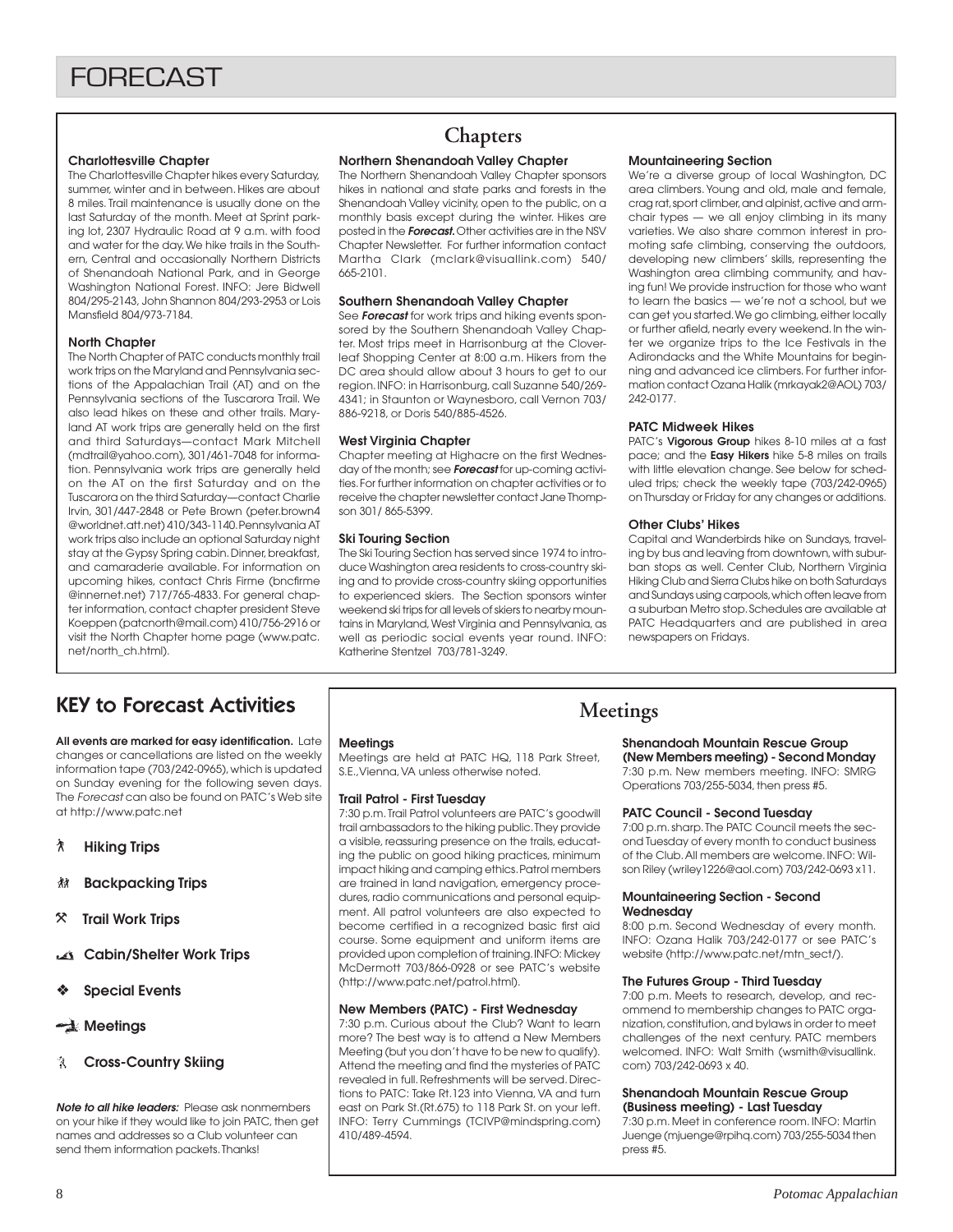# FORECAST

## Chapters

### Charlottesville Chapter

The Charlottesville Chapter hikes every Saturday, summer, winter and in between. Hikes are about 8 miles. Trail maintenance is usually done on the last Saturday of the month. Meet at Sprint parking lot, 2307 Hydraulic Road at 9 a.m. with food and water for the day. We hike trails in the Southern, Central and occasionally Northern Districts of Shenandoah National Park, and in George Washington National Forest. INFO: Jere Bidwell 804/295-2143, John Shannon 804/293-2953 or Lois Mansfield 804/973-7184.

### North Chapter

The North Chapter of PATC conducts monthly trail work trips on the Maryland and Pennsylvania sections of the Appalachian Trail (AT) and on the Pennsylvania sections of the Tuscarora Trail. We also lead hikes on these and other trails. Maryland AT work trips are generally held on the first and third Saturdays—contact Mark Mitchell (mdtrail@yahoo.com), 301/461-7048 for information. Pennsylvania work trips are generally held on the AT on the first Saturday and on the Tuscarora on the third Saturday—contact Charlie Irvin, 301/447-2848 or Pete Brown (peter.brown4 @worldnet.att.net) 410/343-1140. Pennsylvania AT work trips also include an optional Saturday night stay at the Gypsy Spring cabin. Dinner, breakfast, and camaraderie available. For information on upcoming hikes, contact Chris Firme (bncfirme @innernet.net) 717/765-4833. For general chapter information, contact chapter president Steve Koeppen (patcnorth@mail.com) 410/756-2916 or visit the North Chapter home page (www.patc.net/north_ch.html).

### Northern Shenandoah Valley Chapter

The Northern Shenandoah Valley Chapter sponsors hikes in national and state parks and forests in the Shenandoah Valley vicinity, open to the public, on a monthly basis except during the winter. Hikes are posted in the ***Forecast.*** Other activities are in the NSV Chapter Newsletter. For further information contact Martha Clark (mclark@visuallink.com) 540/665-2101.

### Southern Shenandoah Valley Chapter

See ***Forecast*** for work trips and hiking events sponsored by the Southern Shenandoah Valley Chapter. Most trips meet in Harrisonburg at the Cloverleaf Shopping Center at 8:00 a.m. Hikers from the DC area should allow about 3 hours to get to our region. INFO: in Harrisonburg, call Suzanne 540/269-4341; in Staunton or Waynesboro, call Vernon 703/886-9218, or Doris 540/885-4526.

### West Virginia Chapter

Chapter meeting at Highacre on the first Wednesday of the month; see ***Forecast*** for up-coming activities. For further information on chapter activities or to receive the chapter newsletter contact Jane Thompson 301/ 865-5399.

### Ski Touring Section

The Ski Touring Section has served since 1974 to introduce Washington area residents to cross-country skiing and to provide cross-country skiing opportunities to experienced skiers. The Section sponsors winter weekend ski trips for all levels of skiers to nearby mountains in Maryland, West Virginia and Pennsylvania, as well as periodic social events year round. INFO: Katherine Stentzel 703/781-3249.

### Mountaineering Section

We're a diverse group of local Washington, DC area climbers. Young and old, male and female, crag rat, sport climber, and alpinist, active and armchair types — we all enjoy climbing in its many varieties. We also share common interest in promoting safe climbing, conserving the outdoors, developing new climbers' skills, representing the Washington area climbing community, and having fun! We provide instruction for those who want to learn the basics — we're not a school, but we can get you started. We go climbing, either locally or further afield, nearly every weekend. In the winter we organize trips to the Ice Festivals in the Adirondacks and the White Mountains for beginning and advanced ice climbers. For further information contact Ozana Halik (mrkayak2@AOL) 703/242-0177.

### PATC Midweek Hikes

PATC's **Vigorous Group** hikes 8-10 miles at a fast pace; and the **Easy Hikers** hike 5-8 miles on trails with little elevation change. See below for scheduled trips; check the weekly tape (703/242-0965) on Thursday or Friday for any changes or additions.

### Other Clubs' Hikes

Capital and Wanderbirds hike on Sundays, traveling by bus and leaving from downtown, with suburban stops as well. Center Club, Northern Virginia Hiking Club and Sierra Clubs hike on both Saturdays and Sundays using carpools, which often leave from a suburban Metro stop. Schedules are available at PATC Headquarters and are published in area newspapers on Fridays.

## KEY to Forecast Activities

**All events are marked for easy identification.** Late changes or cancellations are listed on the weekly information tape (703/242-0965), which is updated on Sunday evening for the following seven days. The *Forecast* can also be found on PATC's Web site at http://www.patc.net

- **Hiking Trips**
- **Backpacking Trips**
- **Trail Work Trips**
- **Cabin/Shelter Work Trips**
- **Special Events**
- **Meetings**
- **Cross-Country Skiing**

***Note to all hike leaders:*** Please ask nonmembers on your hike if they would like to join PATC, then get names and addresses so a Club volunteer can send them information packets. Thanks!

## Meetings

### Meetings

Meetings are held at PATC HQ, 118 Park Street, S.E., Vienna, VA unless otherwise noted.

### Trail Patrol - First Tuesday

7:30 p.m. Trail Patrol volunteers are PATC's goodwill trail ambassadors to the hiking public. They provide a visible, reassuring presence on the trails, educating the public on good hiking practices, minimum impact hiking and camping ethics. Patrol members are trained in land navigation, emergency procedures, radio communications and personal equipment. All patrol volunteers are also expected to become certified in a recognized basic first aid course. Some equipment and uniform items are provided upon completion of training. INFO: Mickey McDermott 703/866-0928 or see PATC's website (http://www.patc.net/patrol.html).

### New Members (PATC) - First Wednesday

7:30 p.m. Curious about the Club? Want to learn more? The best way is to attend a New Members Meeting (but you don't have to be new to qualify). Attend the meeting and find the mysteries of PATC revealed in full. Refreshments will be served. Directions to PATC: Take Rt.123 into Vienna, VA and turn east on Park St.(Rt.675) to 118 Park St. on your left. INFO: Terry Cummings (TCIVP@mindspring.com) 410/489-4594.

### Shenandoah Mountain Rescue Group (New Members meeting) - Second Monday

7:30 p.m. New members meeting. INFO: SMRG Operations 703/255-5034, then press #5.

### PATC Council - Second Tuesday

7:00 p.m. sharp. The PATC Council meets the second Tuesday of every month to conduct business of the Club. All members are welcome. INFO: Wilson Riley (wriley1226@aol.com) 703/242-0693 x11.

### Mountaineering Section - Second Wednesday

8:00 p.m. Second Wednesday of every month. INFO: Ozana Halik 703/242-0177 or see PATC's website (http://www.patc.net/mtn_sect/).

### The Futures Group - Third Tuesday

7:00 p.m. Meets to research, develop, and recommend to membership changes to PATC organization, constitution, and bylaws in order to meet challenges of the next century. PATC members welcomed. INFO: Walt Smith (wsmith@visuallink.com) 703/242-0693 x 40.

### Shenandoah Mountain Rescue Group (Business meeting) - Last Tuesday

7:30 p.m. Meet in conference room. INFO: Martin Juenge (mjuenge@rpihq.com) 703/255-5034 then press #5.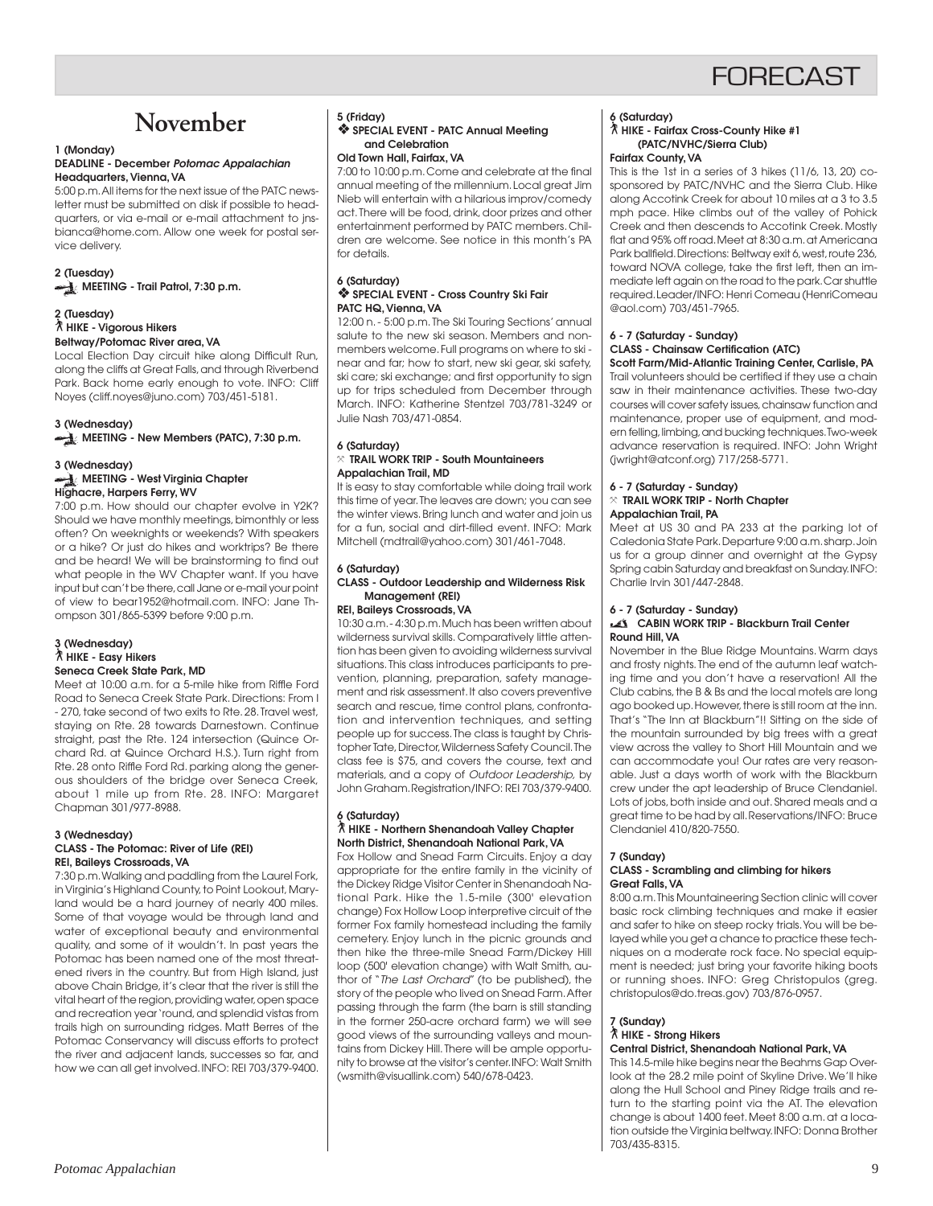# FORECAST

## November

**1 (Monday)**
**DEADLINE - December *Potomac Appalachian***
**Headquarters, Vienna, VA**

5:00 p.m. All items for the next issue of the PATC newsletter must be submitted on disk if possible to headquarters, or via e-mail or e-mail attachment to jnsbianca@home.com. Allow one week for postal service delivery.

**2 (Tuesday)**
**MEETING - Trail Patrol, 7:30 p.m.**

**2 (Tuesday)**
**HIKE - Vigorous Hikers**
**Beltway/Potomac River area, VA**

Local Election Day circuit hike along Difficult Run, along the cliffs at Great Falls, and through Riverbend Park. Back home early enough to vote. INFO: Cliff Noyes (cliff.noyes@juno.com) 703/451-5181.

**3 (Wednesday)**
**MEETING - New Members (PATC), 7:30 p.m.**

**3 (Wednesday)**
**MEETING - West Virginia Chapter**
**Highacre, Harpers Ferry, WV**

7:00 p.m. How should our chapter evolve in Y2K? Should we have monthly meetings, bimonthly or less often? On weeknights or weekends? With speakers or a hike? Or just do hikes and worktrips? Be there and be heard! We will be brainstorming to find out what people in the WV Chapter want. If you have input but can't be there, call Jane or e-mail your point of view to bear1952@hotmail.com. INFO: Jane Thompson 301/865-5399 before 9:00 p.m.

**3 (Wednesday)**
**HIKE - Easy Hikers**
**Seneca Creek State Park, MD**

Meet at 10:00 a.m. for a 5-mile hike from Riffle Ford Road to Seneca Creek State Park. Directions: From I - 270, take second of two exits to Rte. 28. Travel west, staying on Rte. 28 towards Darnestown. Continue straight, past the Rte. 124 intersection (Quince Orchard Rd. at Quince Orchard H.S.). Turn right from Rte. 28 onto Riffle Ford Rd. parking along the generous shoulders of the bridge over Seneca Creek, about 1 mile up from Rte. 28. INFO: Margaret Chapman 301/977-8988.

**3 (Wednesday)**
**CLASS - The Potomac: River of Life (REI)**
**REI, Baileys Crossroads, VA**

7:30 p.m. Walking and paddling from the Laurel Fork, in Virginia's Highland County, to Point Lookout, Maryland would be a hard journey of nearly 400 miles. Some of that voyage would be through land and water of exceptional beauty and environmental quality, and some of it wouldn't. In past years the Potomac has been named one of the most threatened rivers in the country. But from High Island, just above Chain Bridge, it's clear that the river is still the vital heart of the region, providing water, open space and recreation year 'round, and splendid vistas from trails high on surrounding ridges. Matt Berres of the Potomac Conservancy will discuss efforts to protect the river and adjacent lands, successes so far, and how we can all get involved. INFO: REI 703/379-9400.

**5 (Friday)**
**❖ SPECIAL EVENT - PATC Annual Meeting and Celebration**
**Old Town Hall, Fairfax, VA**

7:00 to 10:00 p.m. Come and celebrate at the final annual meeting of the millennium. Local great Jim Nieb will entertain with a hilarious improv/comedy act. There will be food, drink, door prizes and other entertainment performed by PATC members. Children are welcome. See notice in this month's PA for details.

**6 (Saturday)**
**❖ SPECIAL EVENT - Cross Country Ski Fair**
**PATC HQ, Vienna, VA**

12:00 n. - 5:00 p.m. The Ski Touring Sections' annual salute to the new ski season. Members and nonmembers welcome. Full programs on where to ski - near and far; how to start, new ski gear, ski safety, ski care; ski exchange; and first opportunity to sign up for trips scheduled from December through March. INFO: Katherine Stentzel 703/781-3249 or Julie Nash 703/471-0854.

**6 (Saturday)**
**TRAIL WORK TRIP - South Mountaineers**
**Appalachian Trail, MD**

It is easy to stay comfortable while doing trail work this time of year. The leaves are down; you can see the winter views. Bring lunch and water and join us for a fun, social and dirt-filled event. INFO: Mark Mitchell (mdtrail@yahoo.com) 301/461-7048.

**6 (Saturday)**
**CLASS - Outdoor Leadership and Wilderness Risk Management (REI)**
**REI, Baileys Crossroads, VA**

10:30 a.m. - 4:30 p.m. Much has been written about wilderness survival skills. Comparatively little attention has been given to avoiding wilderness survival situations. This class introduces participants to prevention, planning, preparation, safety management and risk assessment. It also covers preventive search and rescue, time control plans, confrontation and intervention techniques, and setting people up for success. The class is taught by Christopher Tate, Director, Wilderness Safety Council. The class fee is $75, and covers the course, text and materials, and a copy of *Outdoor Leadership*, by John Graham. Registration/INFO: REI 703/379-9400.

**6 (Saturday)**
**HIKE - Northern Shenandoah Valley Chapter**
**North District, Shenandoah National Park, VA**

Fox Hollow and Snead Farm Circuits. Enjoy a day appropriate for the entire family in the vicinity of the Dickey Ridge Visitor Center in Shenandoah National Park. Hike the 1.5-mile (300' elevation change) Fox Hollow Loop interpretive circuit of the former Fox family homestead including the family cemetery. Enjoy lunch in the picnic grounds and then hike the three-mile Snead Farm/Dickey Hill loop (500' elevation change) with Walt Smith, author of "*The Last Orchard*" (to be published), the story of the people who lived on Snead Farm. After passing through the farm (the barn is still standing in the former 250-acre orchard farm) we will see good views of the surrounding valleys and mountains from Dickey Hill. There will be ample opportunity to browse at the visitor's center. INFO: Walt Smith (wsmith@visuallink.com) 540/678-0423.

**6 (Saturday)**
**HIKE - Fairfax Cross-County Hike #1 (PATC/NVHC/Sierra Club)**
**Fairfax County, VA**

This is the 1st in a series of 3 hikes (11/6, 13, 20) cosponsored by PATC/NVHC and the Sierra Club. Hike along Accotink Creek for about 10 miles at a 3 to 3.5 mph pace. Hike climbs out of the valley of Pohick Creek and then descends to Accotink Creek. Mostly flat and 95% off road. Meet at 8:30 a.m. at Americana Park ballfield. Directions: Beltway exit 6, west, route 236, toward NOVA college, take the first left, then an immediate left again on the road to the park. Car shuttle required. Leader/INFO: Henri Comeau (HenriComeau @aol.com) 703/451-7965.

**6 - 7 (Saturday - Sunday)**
**CLASS - Chainsaw Certification (ATC)**
**Scott Farm/Mid-Atlantic Training Center, Carlisle, PA**

Trail volunteers should be certified if they use a chain saw in their maintenance activities. These two-day courses will cover safety issues, chainsaw function and maintenance, proper use of equipment, and modern felling, limbing, and bucking techniques. Two-week advance reservation is required. INFO: John Wright (jwright@atconf.org) 717/258-5771.

**6 - 7 (Saturday - Sunday)**
**TRAIL WORK TRIP - North Chapter**
**Appalachian Trail, PA**

Meet at US 30 and PA 233 at the parking lot of Caledonia State Park. Departure 9:00 a.m. sharp. Join us for a group dinner and overnight at the Gypsy Spring cabin Saturday and breakfast on Sunday. INFO: Charlie Irvin 301/447-2848.

**6 - 7 (Saturday - Sunday)**
**CABIN WORK TRIP - Blackburn Trail Center**
**Round Hill, VA**

November in the Blue Ridge Mountains. Warm days and frosty nights. The end of the autumn leaf watching time and you don't have a reservation! All the Club cabins, the B & Bs and the local motels are long ago booked up. However, there is still room at the inn. That's "The Inn at Blackburn"!! Sitting on the side of the mountain surrounded by big trees with a great view across the valley to Short Hill Mountain and we can accommodate you! Our rates are very reasonable. Just a days worth of work with the Blackburn crew under the apt leadership of Bruce Clendaniel. Lots of jobs, both inside and out. Shared meals and a great time to be had by all. Reservations/INFO: Bruce Clendaniel 410/820-7550.

**7 (Sunday)**
**CLASS - Scrambling and climbing for hikers**
**Great Falls, VA**

8:00 a.m. This Mountaineering Section clinic will cover basic rock climbing techniques and make it easier and safer to hike on steep rocky trials. You will be belayed while you get a chance to practice these techniques on a moderate rock face. No special equipment is needed; just bring your favorite hiking boots or running shoes. INFO: Greg Christopulos (greg.christopulos@do.treas.gov) 703/876-0957.

**7 (Sunday)**
**HIKE - Strong Hikers**
**Central District, Shenandoah National Park, VA**

This 14.5-mile hike begins near the Beahms Gap Overlook at the 28.2 mile point of Skyline Drive. We'll hike along the Hull School and Piney Ridge trails and return to the starting point via the AT. The elevation change is about 1400 feet. Meet 8:00 a.m. at a location outside the Virginia beltway. INFO: Donna Brother 703/435-8315.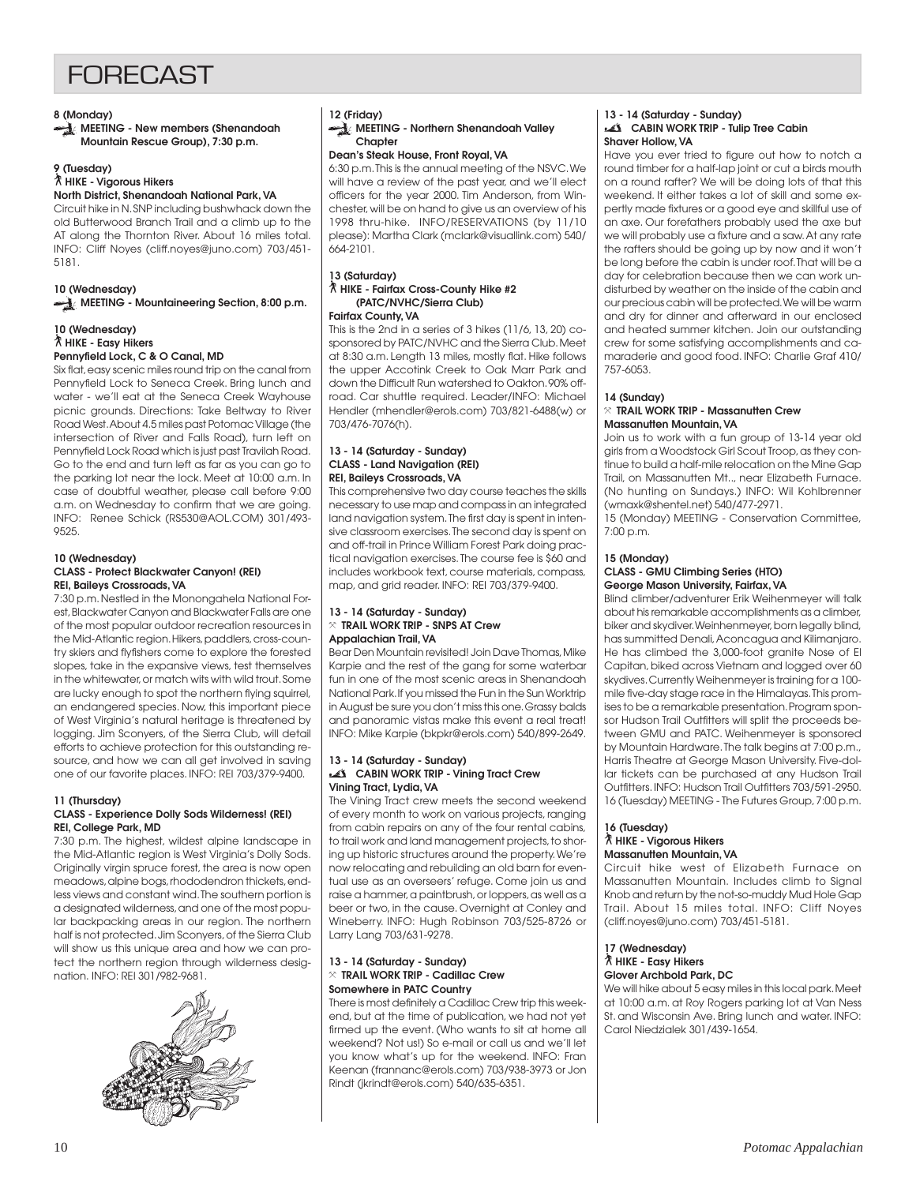# FORECAST

**8 (Monday)**
**MEETING - New members (Shenandoah Mountain Rescue Group), 7:30 p.m.**

**9 (Tuesday)**
**HIKE - Vigorous Hikers**
**North District, Shenandoah National Park, VA**

Circuit hike in N. SNP including bushwhack down the old Butterwood Branch Trail and a climb up to the AT along the Thornton River. About 16 miles total. INFO: Cliff Noyes (cliff.noyes@juno.com) 703/451-5181.

**10 (Wednesday)**
**MEETING - Mountaineering Section, 8:00 p.m.**

**10 (Wednesday)**
**HIKE - Easy Hikers**
**Pennyfield Lock, C & O Canal, MD**

Six flat, easy scenic miles round trip on the canal from Pennyfield Lock to Seneca Creek. Bring lunch and water - we'll eat at the Seneca Creek Wayhouse picnic grounds. Directions: Take Beltway to River Road West. About 4.5 miles past Potomac Village (the intersection of River and Falls Road), turn left on Pennyfield Lock Road which is just past Travilah Road. Go to the end and turn left as far as you can go to the parking lot near the lock. Meet at 10:00 a.m. In case of doubtful weather, please call before 9:00 a.m. on Wednesday to confirm that we are going. INFO: Renee Schick (RS530@AOL.COM) 301/493-9525.

**10 (Wednesday)**
**CLASS - Protect Blackwater Canyon! (REI)**
**REI, Baileys Crossroads, VA**

7:30 p.m. Nestled in the Monongahela National Forest, Blackwater Canyon and Blackwater Falls are one of the most popular outdoor recreation resources in the Mid-Atlantic region. Hikers, paddlers, cross-country skiers and flyfishers come to explore the forested slopes, take in the expansive views, test themselves in the whitewater, or match wits with wild trout. Some are lucky enough to spot the northern flying squirrel, an endangered species. Now, this important piece of West Virginia's natural heritage is threatened by logging. Jim Sconyers, of the Sierra Club, will detail efforts to achieve protection for this outstanding resource, and how we can all get involved in saving one of our favorite places. INFO: REI 703/379-9400.

**11 (Thursday)**
**CLASS - Experience Dolly Sods Wilderness! (REI)**
**REI, College Park, MD**

7:30 p.m. The highest, wildest alpine landscape in the Mid-Atlantic region is West Virginia's Dolly Sods. Originally virgin spruce forest, the area is now open meadows, alpine bogs, rhododendron thickets, endless views and constant wind. The southern portion is a designated wilderness, and one of the most popular backpacking areas in our region. The northern half is not protected. Jim Sconyers, of the Sierra Club will show us this unique area and how we can protect the northern region through wilderness designation. INFO: REI 301/982-9681.

**12 (Friday)**
**MEETING - Northern Shenandoah Valley Chapter**
**Dean's Steak House, Front Royal, VA**

6:30 p.m. This is the annual meeting of the NSVC. We will have a review of the past year, and we'll elect officers for the year 2000. Tim Anderson, from Winchester, will be on hand to give us an overview of his 1998 thru-hike. INFO/RESERVATIONS (by 11/10 please): Martha Clark (mclark@visuallink.com) 540/664-2101.

**13 (Saturday)**
**HIKE - Fairfax Cross-County Hike #2 (PATC/NVHC/Sierra Club)**
**Fairfax County, VA**

This is the 2nd in a series of 3 hikes (11/6, 13, 20) co-sponsored by PATC/NVHC and the Sierra Club. Meet at 8:30 a.m. Length 13 miles, mostly flat. Hike follows the upper Accotink Creek to Oak Marr Park and down the Difficult Run watershed to Oakton. 90% off-road. Car shuttle required. Leader/INFO: Michael Hendler (mhendler@erols.com) 703/821-6488(w) or 703/476-7076(h).

**13 - 14 (Saturday - Sunday)**
**CLASS - Land Navigation (REI)**
**REI, Baileys Crossroads, VA**

This comprehensive two day course teaches the skills necessary to use map and compass in an integrated land navigation system. The first day is spent in intensive classroom exercises. The second day is spent on and off-trail in Prince William Forest Park doing practical navigation exercises. The course fee is $60 and includes workbook text, course materials, compass, map, and grid reader. INFO: REI 703/379-9400.

**13 - 14 (Saturday - Sunday)**
**TRAIL WORK TRIP - SNPS AT Crew**
**Appalachian Trail, VA**

Bear Den Mountain revisited! Join Dave Thomas, Mike Karpie and the rest of the gang for some waterbar fun in one of the most scenic areas in Shenandoah National Park. If you missed the Fun in the Sun Worktrip in August be sure you don't miss this one. Grassy balds and panoramic vistas make this event a real treat! INFO: Mike Karpie (bkpkr@erols.com) 540/899-2649.

**13 - 14 (Saturday - Sunday)**
**CABIN WORK TRIP - Vining Tract Crew**
**Vining Tract, Lydia, VA**

The Vining Tract crew meets the second weekend of every month to work on various projects, ranging from cabin repairs on any of the four rental cabins, to trail work and land management projects, to shoring up historic structures around the property. We're now relocating and rebuilding an old barn for eventual use as an overseers' refuge. Come join us and raise a hammer, a paintbrush, or loppers, as well as a beer or two, in the cause. Overnight at Conley and Wineberry. INFO: Hugh Robinson 703/525-8726 or Larry Lang 703/631-9278.

**13 - 14 (Saturday - Sunday)**
**TRAIL WORK TRIP - Cadillac Crew**
**Somewhere in PATC Country**

There is most definitely a Cadillac Crew trip this weekend, but at the time of publication, we had not yet firmed up the event. (Who wants to sit at home all weekend? Not us!) So e-mail or call us and we'll let you know what's up for the weekend. INFO: Fran Keenan (frannanc@erols.com) 703/938-3973 or Jon Rindt (jkrindt@erols.com) 540/635-6351.

**13 - 14 (Saturday - Sunday)**
**CABIN WORK TRIP - Tulip Tree Cabin**
**Shaver Hollow, VA**

Have you ever tried to figure out how to notch a round timber for a half-lap joint or cut a birds mouth on a round rafter? We will be doing lots of that this weekend. It either takes a lot of skill and some expertly made fixtures or a good eye and skillful use of an axe. Our forefathers probably used the axe but we will probably use a fixture and a saw. At any rate the rafters should be going up by now and it won't be long before the cabin is under roof. That will be a day for celebration because then we can work undisturbed by weather on the inside of the cabin and our precious cabin will be protected. We will be warm and dry for dinner and afterward in our enclosed and heated summer kitchen. Join our outstanding crew for some satisfying accomplishments and camaraderie and good food. INFO: Charlie Graf 410/757-6053.

**14 (Sunday)**
**TRAIL WORK TRIP - Massanutten Crew**
**Massanutten Mountain, VA**

Join us to work with a fun group of 13-14 year old girls from a Woodstock Girl Scout Troop, as they continue to build a half-mile relocation on the Mine Gap Trail, on Massanutten Mt.., near Elizabeth Furnace. (No hunting on Sundays.) INFO: Wil Kohlbrenner (wmaxk@shentel.net) 540/477-2971.

15 (Monday) MEETING - Conservation Committee, 7:00 p.m.

**15 (Monday)**
**CLASS - GMU Climbing Series (HTO)**
**George Mason University, Fairfax, VA**

Blind climber/adventurer Erik Weihenmeyer will talk about his remarkable accomplishments as a climber, biker and skydiver. Weihenmeyer, born legally blind, has summitted Denali, Aconcagua and Kilimanjaro. He has climbed the 3,000-foot granite Nose of El Capitan, biked across Vietnam and logged over 60 skydives. Currently Weihenmeyer is training for a 100-mile five-day stage race in the Himalayas. This promises to be a remarkable presentation. Program sponsor Hudson Trail Outfitters will split the proceeds between GMU and PATC. Weihenmeyer is sponsored by Mountain Hardware. The talk begins at 7:00 p.m., Harris Theatre at George Mason University. Five-dollar tickets can be purchased at any Hudson Trail Outfitters. INFO: Hudson Trail Outfitters 703/591-2950.

16 (Tuesday) MEETING - The Futures Group, 7:00 p.m.

**16 (Tuesday)**
**HIKE - Vigorous Hikers**
**Massanutten Mountain, VA**

Circuit hike west of Elizabeth Furnace on Massanutten Mountain. Includes climb to Signal Knob and return by the not-so-muddy Mud Hole Gap Trail. About 15 miles total. INFO: Cliff Noyes (cliff.noyes@juno.com) 703/451-5181.

**17 (Wednesday)**
**HIKE - Easy Hikers**
**Glover Archbold Park, DC**

We will hike about 5 easy miles in this local park. Meet at 10:00 a.m. at Roy Rogers parking lot at Van Ness St. and Wisconsin Ave. Bring lunch and water. INFO: Carol Niedzialek 301/439-1654.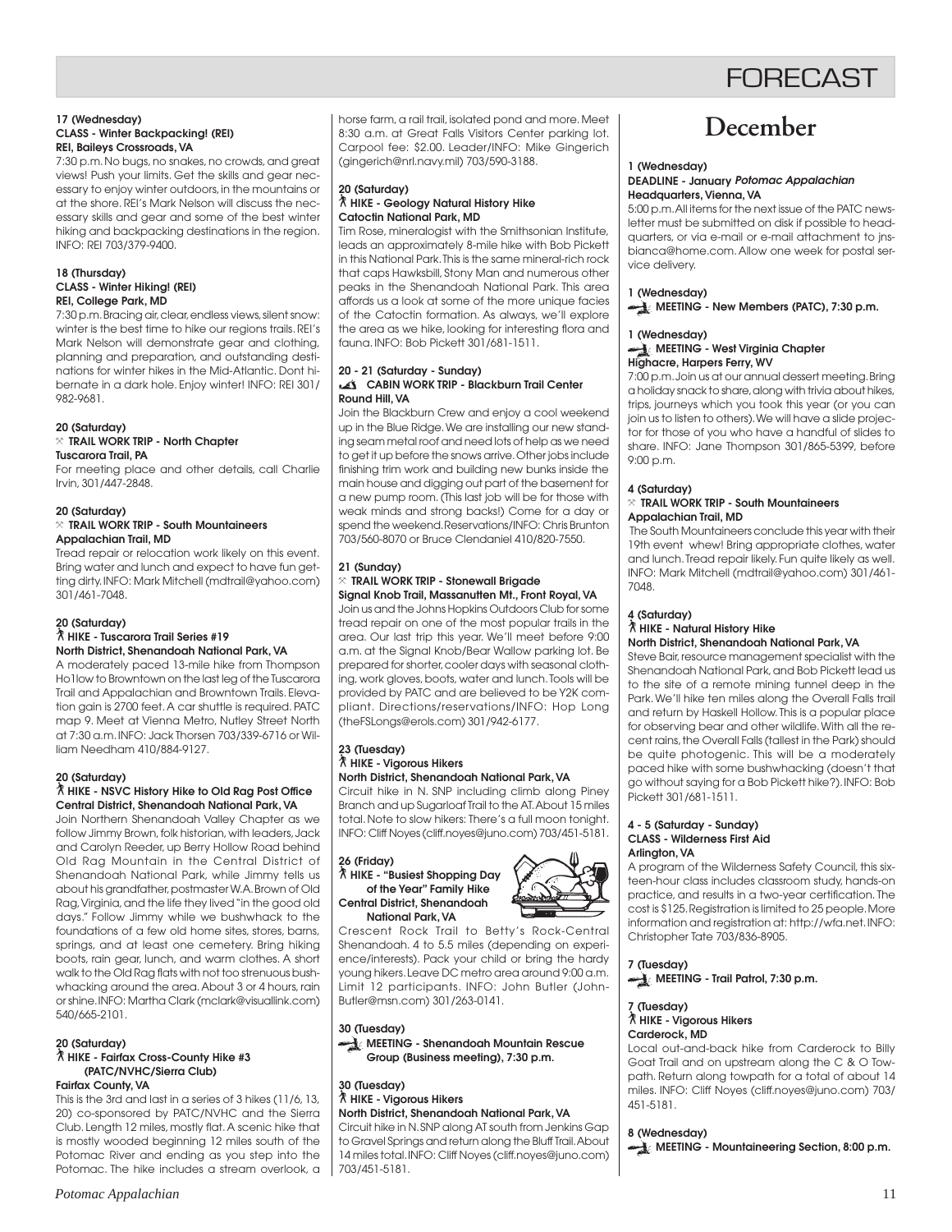# FORECAST

**17 (Wednesday)**
**CLASS - Winter Backpacking! (REI)**
**REI, Baileys Crossroads, VA**

7:30 p.m. No bugs, no snakes, no crowds, and great views! Push your limits. Get the skills and gear necessary to enjoy winter outdoors, in the mountains or at the shore. REI's Mark Nelson will discuss the necessary skills and gear and some of the best winter hiking and backpacking destinations in the region. INFO: REI 703/379-9400.

**18 (Thursday)**
**CLASS - Winter Hiking! (REI)**
**REI, College Park, MD**

7:30 p.m. Bracing air, clear, endless views, silent snow: winter is the best time to hike our regions trails. REI's Mark Nelson will demonstrate gear and clothing, planning and preparation, and outstanding destinations for winter hikes in the Mid-Atlantic. Dont hibernate in a dark hole. Enjoy winter! INFO: REI 301/982-9681.

**20 (Saturday)**
**TRAIL WORK TRIP - North Chapter**
**Tuscarora Trail, PA**

For meeting place and other details, call Charlie Irvin, 301/447-2848.

**20 (Saturday)**
**TRAIL WORK TRIP - South Mountaineers**
**Appalachian Trail, MD**

Tread repair or relocation work likely on this event. Bring water and lunch and expect to have fun getting dirty. INFO: Mark Mitchell (mdtrail@yahoo.com) 301/461-7048.

**20 (Saturday)**
**HIKE - Tuscarora Trail Series #19**
**North District, Shenandoah National Park, VA**

A moderately paced 13-mile hike from Thompson Ho1low to Browntown on the last leg of the Tuscarora Trail and Appalachian and Browntown Trails. Elevation gain is 2700 feet. A car shuttle is required. PATC map 9. Meet at Vienna Metro, Nutley Street North at 7:30 a.m. INFO: Jack Thorsen 703/339-6716 or William Needham 410/884-9127.

**20 (Saturday)**
**HIKE - NSVC History Hike to Old Rag Post Office**
**Central District, Shenandoah National Park, VA**

Join Northern Shenandoah Valley Chapter as we follow Jimmy Brown, folk historian, with leaders, Jack and Carolyn Reeder, up Berry Hollow Road behind Old Rag Mountain in the Central District of Shenandoah National Park, while Jimmy tells us about his grandfather, postmaster W.A. Brown of Old Rag, Virginia, and the life they lived "in the good old days." Follow Jimmy while we bushwhack to the foundations of a few old home sites, stores, barns, springs, and at least one cemetery. Bring hiking boots, rain gear, lunch, and warm clothes. A short walk to the Old Rag flats with not too strenuous bushwhacking around the area. About 3 or 4 hours, rain or shine. INFO: Martha Clark (mclark@visuallink.com) 540/665-2101.

**20 (Saturday)**
**HIKE - Fairfax Cross-County Hike #3 (PATC/NVHC/Sierra Club)**
**Fairfax County, VA**

This is the 3rd and last in a series of 3 hikes (11/6, 13, 20) co-sponsored by PATC/NVHC and the Sierra Club. Length 12 miles, mostly flat. A scenic hike that is mostly wooded beginning 12 miles south of the Potomac River and ending as you step into the Potomac. The hike includes a stream overlook, a horse farm, a rail trail, isolated pond and more. Meet 8:30 a.m. at Great Falls Visitors Center parking lot. Carpool fee: $2.00. Leader/INFO: Mike Gingerich (gingerich@nrl.navy.mil) 703/590-3188.

**20 (Saturday)**
**HIKE - Geology Natural History Hike**
**Catoctin National Park, MD**

Tim Rose, mineralogist with the Smithsonian Institute, leads an approximately 8-mile hike with Bob Pickett in this National Park. This is the same mineral-rich rock that caps Hawksbill, Stony Man and numerous other peaks in the Shenandoah National Park. This area affords us a look at some of the more unique facies of the Catoctin formation. As always, we'll explore the area as we hike, looking for interesting flora and fauna. INFO: Bob Pickett 301/681-1511.

**20 - 21 (Saturday - Sunday)**
**CABIN WORK TRIP - Blackburn Trail Center**
**Round Hill, VA**

Join the Blackburn Crew and enjoy a cool weekend up in the Blue Ridge. We are installing our new standing seam metal roof and need lots of help as we need to get it up before the snows arrive. Other jobs include finishing trim work and building new bunks inside the main house and digging out part of the basement for a new pump room. (This last job will be for those with weak minds and strong backs!) Come for a day or spend the weekend. Reservations/INFO: Chris Brunton 703/560-8070 or Bruce Clendaniel 410/820-7550.

**21 (Sunday)**
**TRAIL WORK TRIP - Stonewall Brigade**
**Signal Knob Trail, Massanutten Mt., Front Royal, VA**

Join us and the Johns Hopkins Outdoors Club for some tread repair on one of the most popular trails in the area. Our last trip this year. We'll meet before 9:00 a.m. at the Signal Knob/Bear Wallow parking lot. Be prepared for shorter, cooler days with seasonal clothing, work gloves, boots, water and lunch. Tools will be provided by PATC and are believed to be Y2K compliant. Directions/reservations/INFO: Hop Long (theFSLongs@erols.com) 301/942-6177.

**23 (Tuesday)**
**HIKE - Vigorous Hikers**
**North District, Shenandoah National Park, VA**

Circuit hike in N. SNP including climb along Piney Branch and up Sugarloaf Trail to the AT. About 15 miles total. Note to slow hikers: There's a full moon tonight. INFO: Cliff Noyes (cliff.noyes@juno.com) 703/451-5181.

**26 (Friday)**
**HIKE - "Busiest Shopping Day of the Year" Family Hike**
**Central District, Shenandoah National Park, VA**

Crescent Rock Trail to Betty's Rock-Central Shenandoah. 4 to 5.5 miles (depending on experience/interests). Pack your child or bring the hardy young hikers. Leave DC metro area around 9:00 a.m. Limit 12 participants. INFO: John Butler (John-Butler@msn.com) 301/263-0141.

**30 (Tuesday)**
**MEETING - Shenandoah Mountain Rescue Group (Business meeting), 7:30 p.m.**

**30 (Tuesday)**
**HIKE - Vigorous Hikers**
**North District, Shenandoah National Park, VA**

Circuit hike in N. SNP along AT south from Jenkins Gap to Gravel Springs and return along the Bluff Trail. About 14 miles total. INFO: Cliff Noyes (cliff.noyes@juno.com) 703/451-5181.

## December

**1 (Wednesday)**
**DEADLINE - January *Potomac Appalachian***
**Headquarters, Vienna, VA**

5:00 p.m. All items for the next issue of the PATC newsletter must be submitted on disk if possible to headquarters, or via e-mail or e-mail attachment to jnsbianca@home.com. Allow one week for postal service delivery.

**1 (Wednesday)**
**MEETING - New Members (PATC), 7:30 p.m.**

**1 (Wednesday)**
**MEETING - West Virginia Chapter**
**Highacre, Harpers Ferry, WV**

7:00 p.m. Join us at our annual dessert meeting. Bring a holiday snack to share, along with trivia about hikes, trips, journeys which you took this year (or you can join us to listen to others). We will have a slide projector for those of you who have a handful of slides to share. INFO: Jane Thompson 301/865-5399, before 9:00 p.m.

**4 (Saturday)**
**TRAIL WORK TRIP - South Mountaineers**
**Appalachian Trail, MD**

The South Mountaineers conclude this year with their 19th event whew! Bring appropriate clothes, water and lunch. Tread repair likely. Fun quite likely as well. INFO: Mark Mitchell (mdtrail@yahoo.com) 301/461-7048.

**4 (Saturday)**
**HIKE - Natural History Hike**
**North District, Shenandoah National Park, VA**

Steve Bair, resource management specialist with the Shenandoah National Park, and Bob Pickett lead us to the site of a remote mining tunnel deep in the Park. We'll hike ten miles along the Overall Falls trail and return by Haskell Hollow. This is a popular place for observing bear and other wildlife. With all the recent rains, the Overall Falls (tallest in the Park) should be quite photogenic. This will be a moderately paced hike with some bushwhacking (doesn't that go without saying for a Bob Pickett hike?). INFO: Bob Pickett 301/681-1511.

**4 - 5 (Saturday - Sunday)**
**CLASS - Wilderness First Aid**
**Arlington, VA**

A program of the Wilderness Safety Council, this sixteen-hour class includes classroom study, hands-on practice, and results in a two-year certification. The cost is $125. Registration is limited to 25 people. More information and registration at: http://wfa.net. INFO: Christopher Tate 703/836-8905.

**7 (Tuesday)**
**MEETING - Trail Patrol, 7:30 p.m.**

**7 (Tuesday)**
**HIKE - Vigorous Hikers**
**Carderock, MD**

Local out-and-back hike from Carderock to Billy Goat Trail and on upstream along the C & O Towpath. Return along towpath for a total of about 14 miles. INFO: Cliff Noyes (cliff.noyes@juno.com) 703/451-5181.

**8 (Wednesday)**
**MEETING - Mountaineering Section, 8:00 p.m.**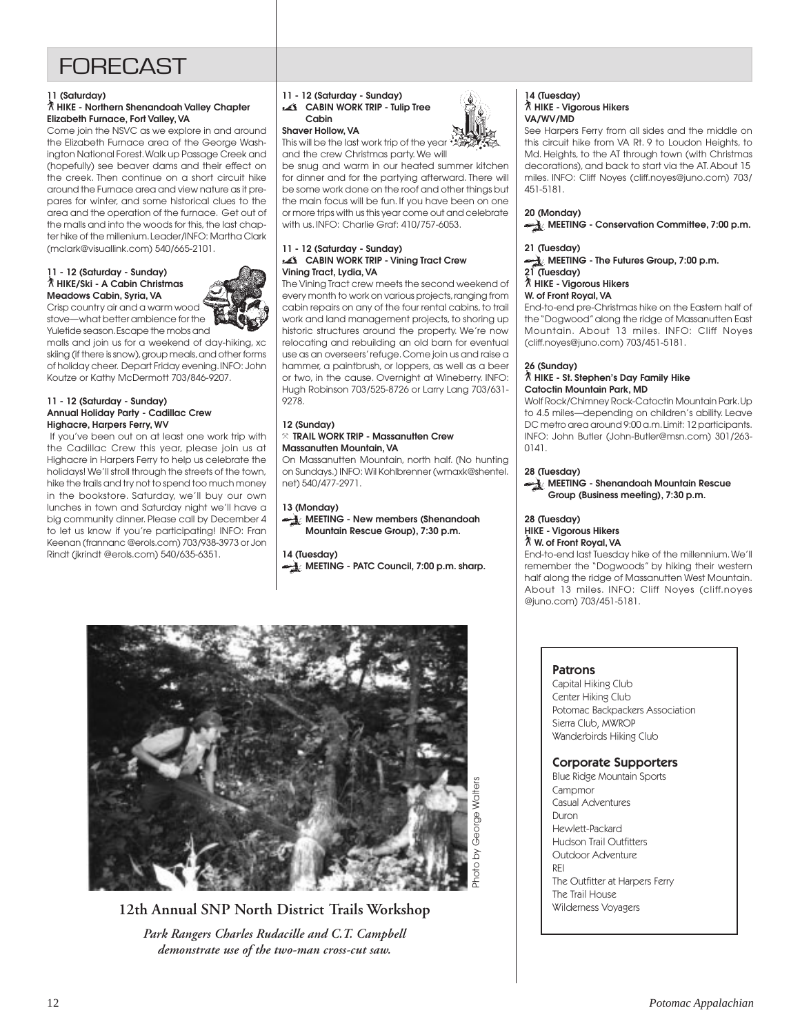# FORECAST

**11 (Saturday)**
**HIKE - Northern Shenandoah Valley Chapter**
**Elizabeth Furnace, Fort Valley, VA**

Come join the NSVC as we explore in and around the Elizabeth Furnace area of the George Washington National Forest. Walk up Passage Creek and (hopefully) see beaver dams and their effect on the creek. Then continue on a short circuit hike around the Furnace area and view nature as it prepares for winter, and some historical clues to the area and the operation of the furnace. Get out of the malls and into the woods for this, the last chapter hike of the millenium. Leader/INFO: Martha Clark (mclark@visuallink.com) 540/665-2101.

**11 - 12 (Saturday - Sunday)**
**HIKE/Ski - A Cabin Christmas**
**Meadows Cabin, Syria, VA**

Crisp country air and a warm wood stove—what better ambience for the Yuletide season. Escape the mobs and malls and join us for a weekend of day-hiking, xc skiing (if there is snow), group meals, and other forms of holiday cheer. Depart Friday evening. INFO: John Koutze or Kathy McDermott 703/846-9207.

**11 - 12 (Saturday - Sunday)**
**Annual Holiday Party - Cadillac Crew**
**Highacre, Harpers Ferry, WV**

If you've been out on at least one work trip with the Cadillac Crew this year, please join us at Highacre in Harpers Ferry to help us celebrate the holidays! We'll stroll through the streets of the town, hike the trails and try not to spend too much money in the bookstore. Saturday, we'll buy our own lunches in town and Saturday night we'll have a big community dinner. Please call by December 4 to let us know if you're participating! INFO: Fran Keenan (frannanc@erols.com) 703/938-3973 or Jon Rindt (jkrindt @erols.com) 540/635-6351.

**11 - 12 (Saturday - Sunday)**
**CABIN WORK TRIP - Tulip Tree Cabin**
**Shaver Hollow, VA**

This will be the last work trip of the year and the crew Christmas party. We will be snug and warm in our heated summer kitchen for dinner and for the partying afterward. There will be some work done on the roof and other things but the main focus will be fun. If you have been on one or more trips with us this year come out and celebrate with us. INFO: Charlie Graf: 410/757-6053.

**11 - 12 (Saturday - Sunday)**
**CABIN WORK TRIP - Vining Tract Crew**
**Vining Tract, Lydia, VA**

The Vining Tract crew meets the second weekend of every month to work on various projects, ranging from cabin repairs on any of the four rental cabins, to trail work and land management projects, to shoring up historic structures around the property. We're now relocating and rebuilding an old barn for eventual use as an overseers' refuge. Come join us and raise a hammer, a paintbrush, or loppers, as well as a beer or two, in the cause. Overnight at Wineberry. INFO: Hugh Robinson 703/525-8726 or Larry Lang 703/631-9278.

**12 (Sunday)**
**TRAIL WORK TRIP - Massanutten Crew**
**Massanutten Mountain, VA**

On Massanutten Mountain, north half. (No hunting on Sundays.) INFO: Wil Kohlbrenner (wmaxk@shentel.net) 540/477-2971.

**13 (Monday)**
**MEETING - New members (Shenandoah Mountain Rescue Group), 7:30 p.m.**

**14 (Tuesday)**
**MEETING - PATC Council, 7:00 p.m. sharp.**

**14 (Tuesday)**
**HIKE - Vigorous Hikers**
**VA/WV/MD**

See Harpers Ferry from all sides and the middle on this circuit hike from VA Rt. 9 to Loudon Heights, to Md. Heights, to the AT through town (with Christmas decorations), and back to start via the AT. About 15 miles. INFO: Cliff Noyes (cliff.noyes@juno.com) 703/451-5181.

**20 (Monday)**
**MEETING - Conservation Committee, 7:00 p.m.**

**21 (Tuesday)**
**MEETING - The Futures Group, 7:00 p.m.**

**21 (Tuesday)**
**HIKE - Vigorous Hikers**
**W. of Front Royal, VA**

End-to-end pre-Christmas hike on the Eastern half of the "Dogwood" along the ridge of Massanutten East Mountain. About 13 miles. INFO: Cliff Noyes (cliff.noyes@juno.com) 703/451-5181.

**26 (Sunday)**
**HIKE - St. Stephen's Day Family Hike**
**Catoctin Mountain Park, MD**

Wolf Rock/Chimney Rock-Catoctin Mountain Park. Up to 4.5 miles—depending on children's ability. Leave DC metro area around 9:00 a.m. Limit: 12 participants. INFO: John Butler (John-Butler@msn.com) 301/263-0141.

**28 (Tuesday)**
**MEETING - Shenandoah Mountain Rescue Group (Business meeting), 7:30 p.m.**

**28 (Tuesday)**
**HIKE - Vigorous Hikers**
**W. of Front Royal, VA**

End-to-end last Tuesday hike of the millennium. We'll remember the "Dogwoods" by hiking their western half along the ridge of Massanutten West Mountain. About 13 miles. INFO: Cliff Noyes (cliff.noyes @juno.com) 703/451-5181.

Photo by George Walters

**12th Annual SNP North District Trails Workshop**

***Park Rangers Charles Rudacille and C.T. Campbell demonstrate use of the two-man cross-cut saw.***

### Patrons

Capital Hiking Club
Center Hiking Club
Potomac Backpackers Association
Sierra Club, MWROP
Wanderbirds Hiking Club

### Corporate Supporters

Blue Ridge Mountain Sports
Campmor
Casual Adventures
Duron
Hewlett-Packard
Hudson Trail Outfitters
Outdoor Adventure
REI
The Outfitter at Harpers Ferry
The Trail House
Wilderness Voyagers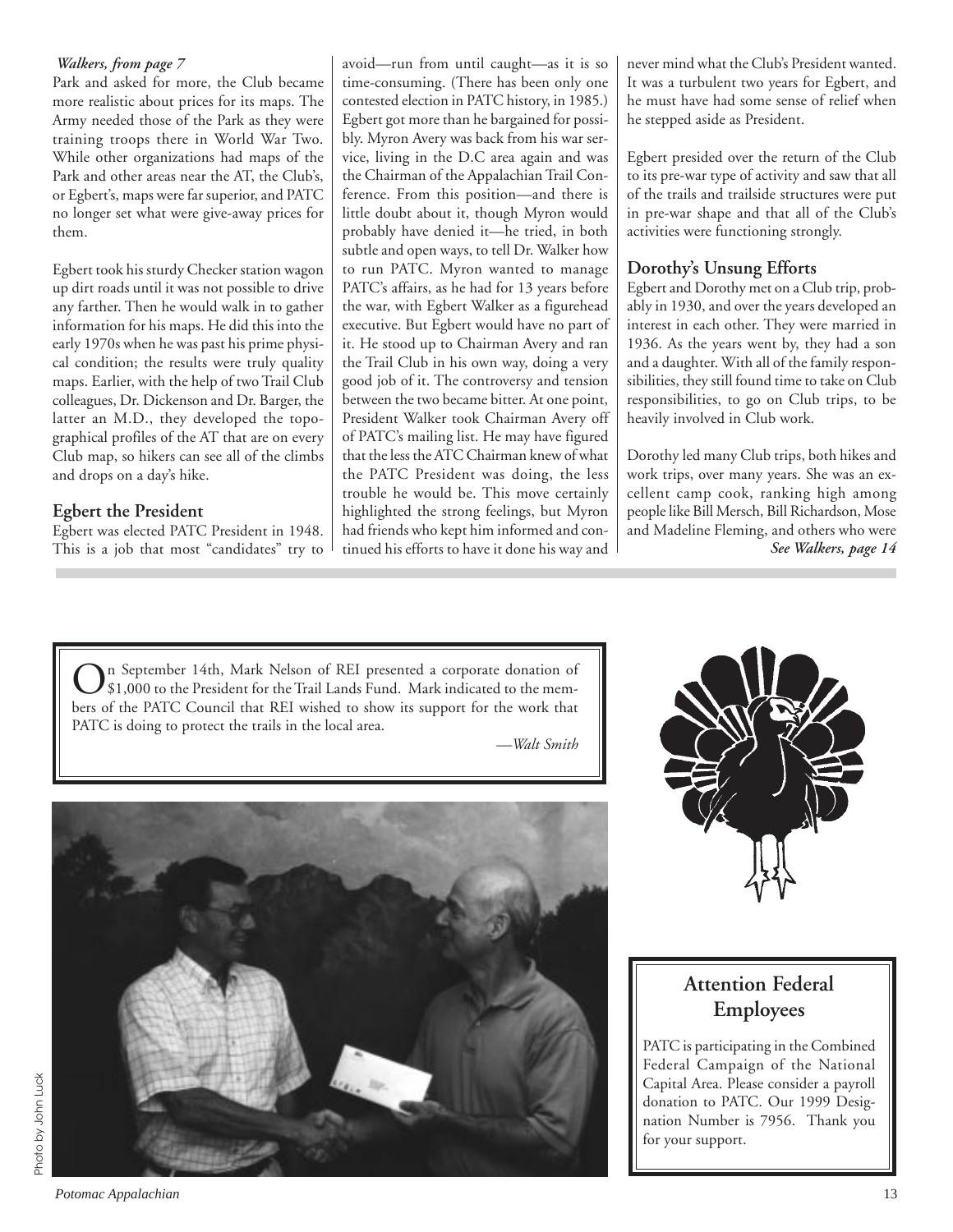*Walkers, from page 7*

Park and asked for more, the Club became more realistic about prices for its maps. The Army needed those of the Park as they were training troops there in World War Two. While other organizations had maps of the Park and other areas near the AT, the Club's, or Egbert's, maps were far superior, and PATC no longer set what were give-away prices for them.

Egbert took his sturdy Checker station wagon up dirt roads until it was not possible to drive any farther. Then he would walk in to gather information for his maps. He did this into the early 1970s when he was past his prime physical condition; the results were truly quality maps. Earlier, with the help of two Trail Club colleagues, Dr. Dickenson and Dr. Barger, the latter an M.D., they developed the topographical profiles of the AT that are on every Club map, so hikers can see all of the climbs and drops on a day's hike.

## Egbert the President

Egbert was elected PATC President in 1948. This is a job that most "candidates" try to avoid—run from until caught—as it is so time-consuming. (There has been only one contested election in PATC history, in 1985.) Egbert got more than he bargained for possibly. Myron Avery was back from his war service, living in the D.C area again and was the Chairman of the Appalachian Trail Conference. From this position—and there is little doubt about it, though Myron would probably have denied it—he tried, in both subtle and open ways, to tell Dr. Walker how to run PATC. Myron wanted to manage PATC's affairs, as he had for 13 years before the war, with Egbert Walker as a figurehead executive. But Egbert would have no part of it. He stood up to Chairman Avery and ran the Trail Club in his own way, doing a very good job of it. The controversy and tension between the two became bitter. At one point, President Walker took Chairman Avery off of PATC's mailing list. He may have figured that the less the ATC Chairman knew of what the PATC President was doing, the less trouble he would be. This move certainly highlighted the strong feelings, but Myron had friends who kept him informed and continued his efforts to have it done his way and never mind what the Club's President wanted. It was a turbulent two years for Egbert, and he must have had some sense of relief when he stepped aside as President.

Egbert presided over the return of the Club to its pre-war type of activity and saw that all of the trails and trailside structures were put in pre-war shape and that all of the Club's activities were functioning strongly.

## Dorothy's Unsung Efforts

Egbert and Dorothy met on a Club trip, probably in 1930, and over the years developed an interest in each other. They were married in 1936. As the years went by, they had a son and a daughter. With all of the family responsibilities, they still found time to take on Club responsibilities, to go on Club trips, to be heavily involved in Club work.

Dorothy led many Club trips, both hikes and work trips, over many years. She was an excellent camp cook, ranking high among people like Bill Mersch, Bill Richardson, Mose and Madeline Fleming, and others who were

***See Walkers, page 14***

---

On September 14th, Mark Nelson of REI presented a corporate donation of $1,000 to the President for the Trail Lands Fund. Mark indicated to the members of the PATC Council that REI wished to show its support for the work that PATC is doing to protect the trails in the local area.

*—Walt Smith*

Photo by John Luck

---

## Attention Federal Employees

PATC is participating in the Combined Federal Campaign of the National Capital Area. Please consider a payroll donation to PATC. Our 1999 Designation Number is 7956. Thank you for your support.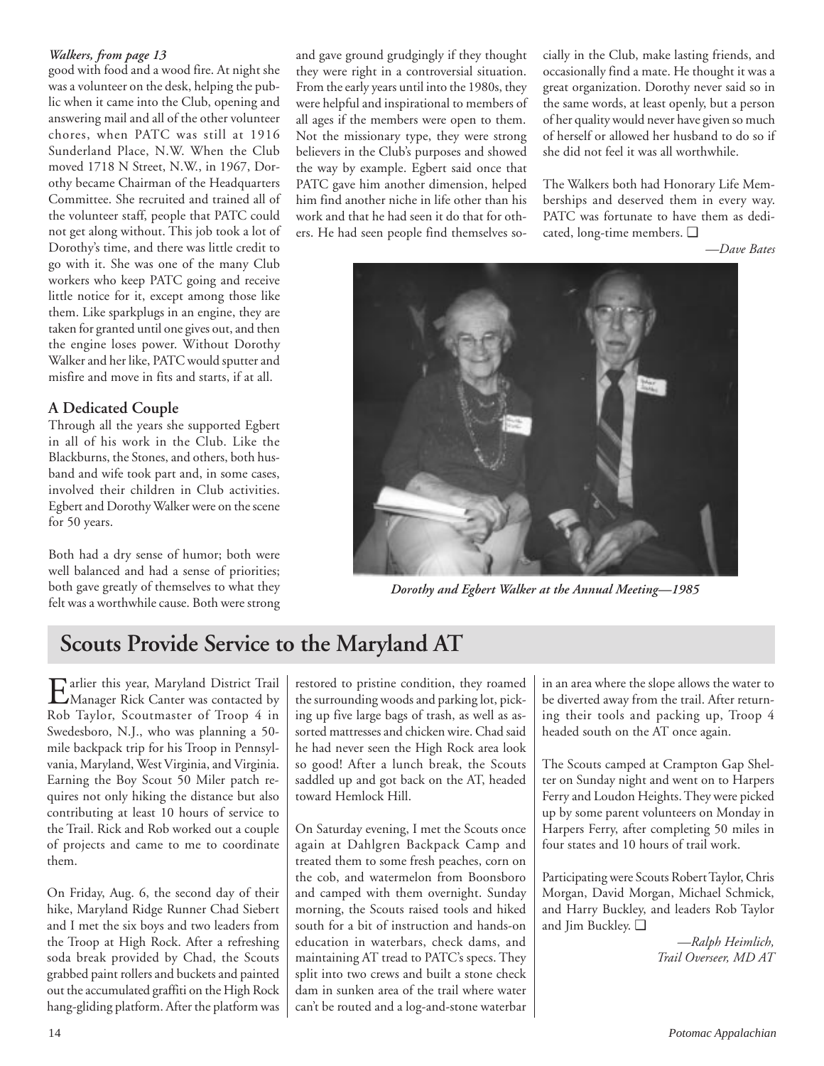*Walkers, from page 13*

good with food and a wood fire. At night she was a volunteer on the desk, helping the public when it came into the Club, opening and answering mail and all of the other volunteer chores, when PATC was still at 1916 Sunderland Place, N.W. When the Club moved 1718 N Street, N.W., in 1967, Dorothy became Chairman of the Headquarters Committee. She recruited and trained all of the volunteer staff, people that PATC could not get along without. This job took a lot of Dorothy's time, and there was little credit to go with it. She was one of the many Club workers who keep PATC going and receive little notice for it, except among those like them. Like sparkplugs in an engine, they are taken for granted until one gives out, and then the engine loses power. Without Dorothy Walker and her like, PATC would sputter and misfire and move in fits and starts, if at all.

### A Dedicated Couple

Through all the years she supported Egbert in all of his work in the Club. Like the Blackburns, the Stones, and others, both husband and wife took part and, in some cases, involved their children in Club activities. Egbert and Dorothy Walker were on the scene for 50 years.

Both had a dry sense of humor; both were well balanced and had a sense of priorities; both gave greatly of themselves to what they felt was a worthwhile cause. Both were strong and gave ground grudgingly if they thought they were right in a controversial situation. From the early years until into the 1980s, they were helpful and inspirational to members of all ages if the members were open to them. Not the missionary type, they were strong believers in the Club's purposes and showed the way by example. Egbert said once that PATC gave him another dimension, helped him find another niche in life other than his work and that he had seen it do that for others. He had seen people find themselves socially in the Club, make lasting friends, and occasionally find a mate. He thought it was a great organization. Dorothy never said so in the same words, at least openly, but a person of her quality would never have given so much of herself or allowed her husband to do so if she did not feel it was all worthwhile.

The Walkers both had Honorary Life Memberships and deserved them in every way. PATC was fortunate to have them as dedicated, long-time members. ❑

*—Dave Bates*

*Dorothy and Egbert Walker at the Annual Meeting—1985*

## Scouts Provide Service to the Maryland AT

Earlier this year, Maryland District Trail Manager Rick Canter was contacted by Rob Taylor, Scoutmaster of Troop 4 in Swedesboro, N.J., who was planning a 50-mile backpack trip for his Troop in Pennsylvania, Maryland, West Virginia, and Virginia. Earning the Boy Scout 50 Miler patch requires not only hiking the distance but also contributing at least 10 hours of service to the Trail. Rick and Rob worked out a couple of projects and came to me to coordinate them.

On Friday, Aug. 6, the second day of their hike, Maryland Ridge Runner Chad Siebert and I met the six boys and two leaders from the Troop at High Rock. After a refreshing soda break provided by Chad, the Scouts grabbed paint rollers and buckets and painted out the accumulated graffiti on the High Rock hang-gliding platform. After the platform was restored to pristine condition, they roamed the surrounding woods and parking lot, picking up five large bags of trash, as well as assorted mattresses and chicken wire. Chad said he had never seen the High Rock area look so good! After a lunch break, the Scouts saddled up and got back on the AT, headed toward Hemlock Hill.

On Saturday evening, I met the Scouts once again at Dahlgren Backpack Camp and treated them to some fresh peaches, corn on the cob, and watermelon from Boonsboro and camped with them overnight. Sunday morning, the Scouts raised tools and hiked south for a bit of instruction and hands-on education in waterbars, check dams, and maintaining AT tread to PATC's specs. They split into two crews and built a stone check dam in sunken area of the trail where water can't be routed and a log-and-stone waterbar in an area where the slope allows the water to be diverted away from the trail. After returning their tools and packing up, Troop 4 headed south on the AT once again.

The Scouts camped at Crampton Gap Shelter on Sunday night and went on to Harpers Ferry and Loudon Heights. They were picked up by some parent volunteers on Monday in Harpers Ferry, after completing 50 miles in four states and 10 hours of trail work.

Participating were Scouts Robert Taylor, Chris Morgan, David Morgan, Michael Schmick, and Harry Buckley, and leaders Rob Taylor and Jim Buckley. ❑

*—Ralph Heimlich, Trail Overseer, MD AT*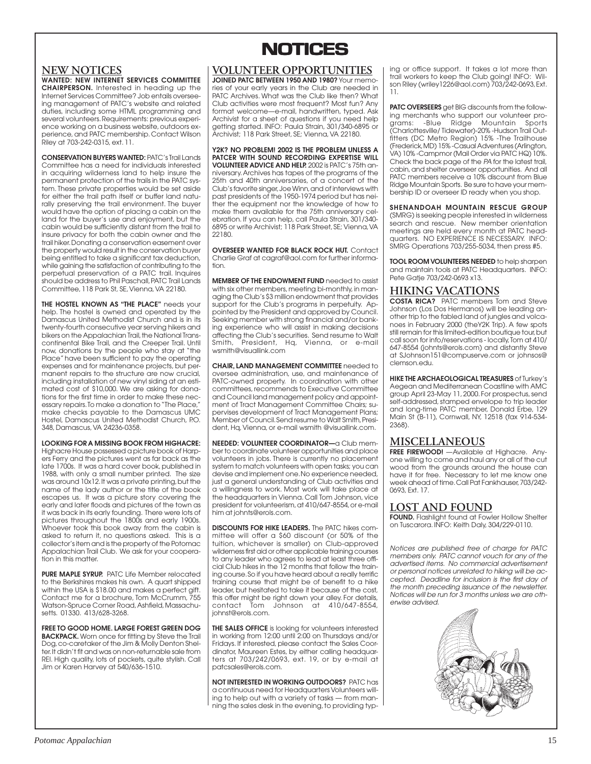# NOTICES

## NEW NOTICES

**WANTED: NEW INTERNET SERVICES COMMITTEE CHAIRPERSON.** Interested in heading up the Internet Services Committee? Job entails overseeing management of PATC's website and related duties, including some HTML programming and several volunteers. Requirements: previous experience working on a business website, outdoors experience, and PATC membership. Contact Wilson Riley at 703-242-0315, ext. 11.

**CONSERVATION BUYERS WANTED:** PATC's Trail Lands Committee has a need for individuals interested in acquiring wilderness land to help insure the permanent protection of the trails in the PATC system. These private properties would be set aside for either the trail path itself or buffer land naturally preserving the trail environment. The buyer would have the option of placing a cabin on the land for the buyer's use and enjoyment, but the cabin would be sufficiently distant from the trail to insure privacy for both the cabin owner and the trail hiker. Donating a conservation easement over the property would result in the conservation buyer being entitled to take a significant tax deduction, while gaining the satisfaction of contributing to the perpetual preservation of a PATC trail. Inquires should be address to Phil Paschall, PATC Trail Lands Committee, 118 Park St, SE, Vienna, VA 22180.

**THE HOSTEL KNOWN AS "THE PLACE"** needs your help. The hostel is owned and operated by the Damascus United Methodist Church and is in its twenty-fourth consecutive year serving hikers and bikers on the Appalachian Trail, the National Transcontinental Bike Trail, and the Creeper Trail. Until now, donations by the people who stay at "the Place" have been sufficient to pay the operating expenses and for maintenance projects, but permanent repairs to the structure are now crucial, including installation of new vinyl siding at an estimated cost of $10,000. We are asking for donations for the first time in order to make these necessary repairs. To make a donation to "The Place," make checks payable to the Damascus UMC Hostel, Damascus United Methodist Church, P.O. 348, Damascus, VA 24236-0358.

**LOOKING FOR A MISSING BOOK FROM HIGHACRE:** Highacre House possessed a picture book of Harpers Ferry and the pictures went as far back as the late 1700s. It was a hard cover book, published in 1988, with only a small number printed. The size was around 10x12. It was a private printing, but the name of the lady author or the title of the book escapes us. It was a picture story covering the early and later floods and pictures of the town as it was back in its early founding. There were lots of pictures throughout the 1800s and early 1900s. Whoever took this book away from the cabin is asked to return it, no questions asked. This is a collector's item and is the property of the Potomac Appalachian Trail Club. We ask for your cooperation in this matter.

**PURE MAPLE SYRUP.** PATC Life Member relocated to the Berkshires makes his own. A quart shipped within the USA is $18.00 and makes a perfect gift. Contact me for a brochure, Tom McCrumm, 755 Watson-Spruce Corner Road, Ashfield, Massachusetts. 01330. 413/628-3268.

**FREE TO GOOD HOME. LARGE FOREST GREEN DOG BACKPACK.** Worn once for fitting by Steve the Trail Dog, co-caretaker of the Jim & Molly Denton Shelter. It didn't fit and was on non-returnable sale from REI. High quality, lots of pockets, quite stylish. Call Jim or Karen Harvey at 540/636-1510.

## VOLUNTEER OPPORTUNITIES

**JOINED PATC BETWEEN 1950 AND 1980?** Your memories of your early years in the Club are needed in PATC Archives. What was the Club like then? What Club activities were most frequent? Most fun? Any format welcome—e-mail, handwritten, typed. Ask Archivist for a sheet of questions if you need help getting started. INFO: Paula Strain, 301/340-6895 or Archivist; 118 Park Street, SE; Vienna, VA 22180.

**Y2K? NO PROBLEM! 2002 IS THE PROBLEM UNLESS A PATCER WITH SOUND RECORDING EXPERTISE WILL VOLUNTEER ADVICE AND HELP.** 2002 is PATC's 75th anniversary. Archives has tapes of the programs of the 25th and 40th anniversaries, of a concert of the Club's favorite singer, Joe Winn, and of interviews with past presidents of the 1950-1974 period but has neither the equipment nor the knowledge of how to make them available for the 75th anniversary celebration. If you can help, call Paula Strain, 301/340-6895 or write Archivist; 118 Park Street, SE; Vienna, VA 22180.

**OVERSEER WANTED FOR BLACK ROCK HUT.** Contact Charlie Graf at cagraf@aol.com for further information.

**MEMBER OF THE ENDOWMENT FUND** needed to assist with six other members, meeting bi-monthly, in managing the Club's $3 million endowment that provides support for the Club's programs in perpetuity. Appointed by the President and approved by Council. Seeking member with strong financial and/or banking experience who will assist in making decisions affecting the Club's securities. Send resume to Walt Smith, President, Hq, Vienna, or e-mail wsmith@visuallink.com

**CHAIR, LAND MANAGEMENT COMMITTEE** needed to oversee administration, use, and maintenance of PATC-owned property. In coordination with other committees, recommends to Executive Committee and Council land management policy and appointment of Tract Management Committee Chairs; supervises development of Tract Management Plans; Member of Council. Send resume to Walt Smith, President, Hq, Vienna, or e-mail wsmith @visuallink.com.

**NEEDED: VOLUNTEER COORDINATOR—**a Club member to coordinate volunteer opportunities and place volunteers in jobs. There is currently no placement system to match volunteers with open tasks; you can devise and implement one. No experience needed, just a general understanding of Club activities and a willingness to work. Most work will take place at the headquarters in Vienna. Call Tom Johnson, vice president for volunteerism, at 410/647-8554, or e-mail him at johnts@erols.com.

**DISCOUNTS FOR HIKE LEADERS.** The PATC hikes committee will offer a $60 discount (or 50% of the tuition, whichever is smaller) on Club-approved wilderness first aid or other applicable training courses to any leader who agrees to lead at least three official Club hikes in the 12 months that follow the training course. So if you have heard about a really terrific training course that might be of benefit to a hike leader, but hesitated to take it because of the cost, this offer might be right down your alley. For details, contact Tom Johnson at 410/647-8554, johnst@erols.com.

**THE SALES OFFICE** is looking for volunteers interested in working from 12:00 until 2:00 on Thursdays and/or Fridays. If interested, please contact the Sales Coordinator, Maureen Estes, by either calling headquarters at 703/242/0693, ext. 19, or by e-mail at patcsales@erols.com.

**NOT INTERESTED IN WORKING OUTDOORS?** PATC has a continuous need for Headquarters Volunteers willing to help out with a variety of tasks — from manning the sales desk in the evening, to providing typing or office support. It takes a lot more than trail workers to keep the Club going! INFO: Wilson Riley (wriley1226@aol.com) 703/242-0693, Ext. 11.

**PATC OVERSEERS** get BIG discounts from the following merchants who support our volunteer programs: -Blue Ridge Mountain Sports (Charlottesville/ Tidewater)-20% -Hudson Trail Outfitters (DC Metro Region) 15% -The Trailhouse (Frederick, MD) 15% -Casual Adventures (Arlington, VA) 10% -Campmor (Mail Order via PATC HQ) 10%. Check the back page of the *PA* for the latest trail, cabin, and shelter overseer opportunities. And all PATC members receive a 10% discount from Blue Ridge Mountain Sports. Be sure to have your membership ID or overseer ID ready when you shop.

**SHENANDOAH MOUNTAIN RESCUE GROUP** (SMRG) is seeking people interested in wilderness search and rescue. New member orientation meetings are held every month at PATC headquarters. NO EXPERIENCE IS NECESSARY. INFO: SMRG Operations 703/255-5034, then press #5.

**TOOL ROOM VOLUNTEERS NEEDED** to help sharpen and maintain tools at PATC Headquarters. INFO: Pete Gatje 703/242-0693 x13.

## HIKING VACATIONS

**COSTA RICA?** PATC members Tom and Steve Johnson (Los Dos Hermanos) will be leading another trip to the fabled land of jungles and volcanoes in February 2000 (theY2K Trip). A few spots still remain for this limited-edition boutique tour, but call soon for info/reservations - locally, Tom at 410/ 647-8554 (johnts@erols.com) and distantly Steve at SJohnson151@compuserve.com or johnsos@ clemson.edu.

**HIKE THE ARCHAEOLOGICAL TREASURES** of Turkey's Aegean and Mediterranean Coastline with AMC group April 23-May 11, 2000. For prospectus, send self-addressed, stamped envelope to trip leader and long-time PATC member, Donald Erbe, 129 Main St (B-11), Cornwall, NY, 12518 (fax 914-534-2368).

## MISCELLANEOUS

**FREE FIREWOOD!** —Available at Highacre. Anyone willing to come and haul any or all of the cut wood from the grounds around the house can have it for free. Necessary to let me know one week ahead of time. Call Pat Fankhauser, 703/242-0693, Ext. 17.

## LOST AND FOUND

**FOUND.** Flashlight found at Fowler Hollow Shelter on Tuscarora. INFO: Keith Daly, 304/229-0110.

*Notices are published free of charge for PATC members only. PATC cannot vouch for any of the advertised items. No commercial advertisement or personal notices unrelated to hiking will be accepted. Deadline for inclusion is the first day of the month preceding issuance of the newsletter. Notices will be run for 3 months unless we are otherwise advised.*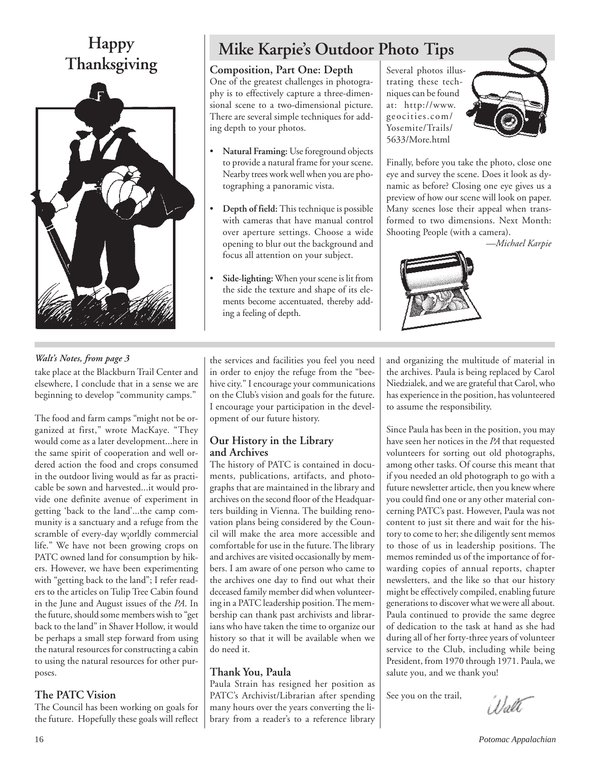# Happy Thanksgiving

# Mike Karpie's Outdoor Photo Tips

## Composition, Part One: Depth

One of the greatest challenges in photography is to effectively capture a three-dimensional scene to a two-dimensional picture. There are several simple techniques for adding depth to your photos.

- **Natural Framing:** Use foreground objects to provide a natural frame for your scene. Nearby trees work well when you are photographing a panoramic vista.
- **Depth of field:** This technique is possible with cameras that have manual control over aperture settings. Choose a wide opening to blur out the background and focus all attention on your subject.
- **Side-lighting:** When your scene is lit from the side the texture and shape of its elements become accentuated, thereby adding a feeling of depth.

Several photos illustrating these techniques can be found at: http://www.geocities.com/Yosemite/Trails/5633/More.html

Finally, before you take the photo, close one eye and survey the scene. Does it look as dynamic as before? Closing one eye gives us a preview of how our scene will look on paper. Many scenes lose their appeal when transformed to two dimensions. Next Month: Shooting People (with a camera).

*—Michael Karpie*

---

***Walt's Notes, from page 3***

take place at the Blackburn Trail Center and elsewhere, I conclude that in a sense we are beginning to develop "community camps."

The food and farm camps "might not be organized at first," wrote MacKaye. "They would come as a later development...here in the same spirit of cooperation and well ordered action the food and crops consumed in the outdoor living would as far as practicable be sown and harvested...it would provide one definite avenue of experiment in getting 'back to the land'...the camp community is a sanctuary and a refuge from the scramble of every-day w¡orldly commercial life." We have not been growing crops on PATC owned land for consumption by hikers. However, we have been experimenting with "getting back to the land"; I refer readers to the articles on Tulip Tree Cabin found in the June and August issues of the *PA*. In the future, should some members wish to "get back to the land" in Shaver Hollow, it would be perhaps a small step forward from using the natural resources for constructing a cabin to using the natural resources for other purposes.

### The PATC Vision

The Council has been working on goals for the future. Hopefully these goals will reflect the services and facilities you feel you need in order to enjoy the refuge from the "beehive city." I encourage your communications on the Club's vision and goals for the future. I encourage your participation in the development of our future history.

### Our History in the Library and Archives

The history of PATC is contained in documents, publications, artifacts, and photographs that are maintained in the library and archives on the second floor of the Headquarters building in Vienna. The building renovation plans being considered by the Council will make the area more accessible and comfortable for use in the future. The library and archives are visited occasionally by members. I am aware of one person who came to the archives one day to find out what their deceased family member did when volunteering in a PATC leadership position. The membership can thank past archivists and librarians who have taken the time to organize our history so that it will be available when we do need it.

### Thank You, Paula

Paula Strain has resigned her position as PATC's Archivist/Librarian after spending many hours over the years converting the library from a reader's to a reference library and organizing the multitude of material in the archives. Paula is being replaced by Carol Niedzialek, and we are grateful that Carol, who has experience in the position, has volunteered to assume the responsibility.

Since Paula has been in the position, you may have seen her notices in the *PA* that requested volunteers for sorting out old photographs, among other tasks. Of course this meant that if you needed an old photograph to go with a future newsletter article, then you knew where you could find one or any other material concerning PATC's past. However, Paula was not content to just sit there and wait for the history to come to her; she diligently sent memos to those of us in leadership positions. The memos reminded us of the importance of forwarding copies of annual reports, chapter newsletters, and the like so that our history might be effectively compiled, enabling future generations to discover what we were all about. Paula continued to provide the same degree of dedication to the task at hand as she had during all of her forty-three years of volunteer service to the Club, including while being President, from 1970 through 1971. Paula, we salute you, and we thank you!

See you on the trail,

Walt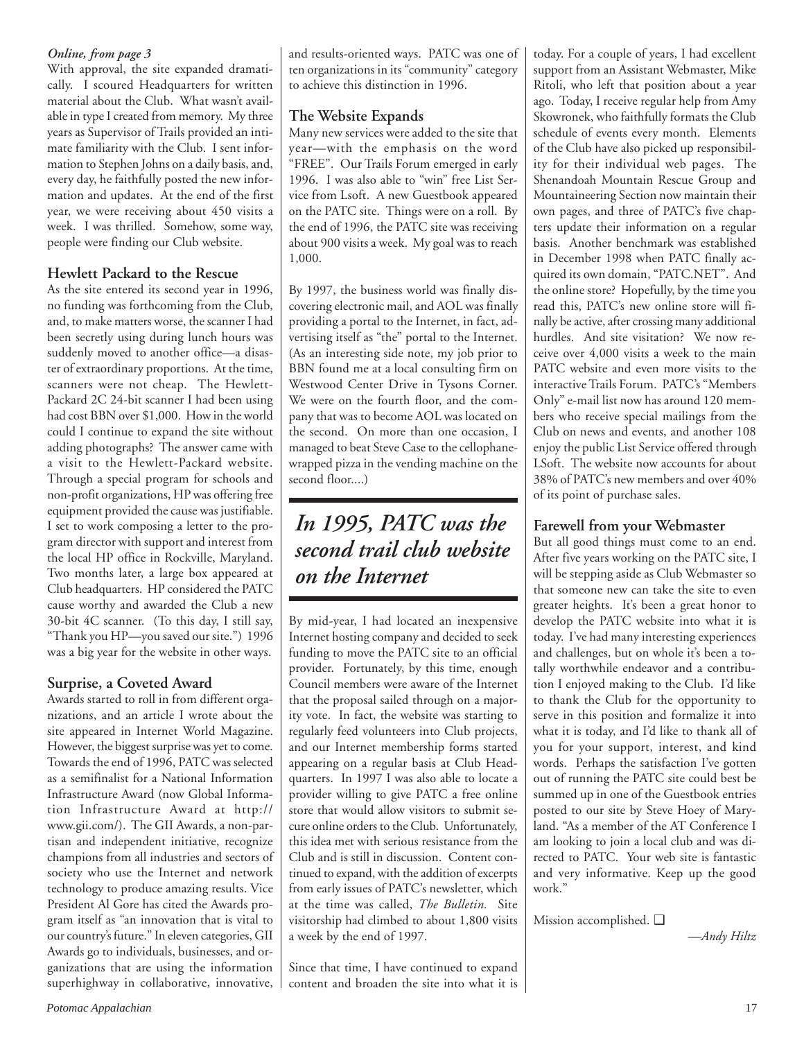*Online, from page 3*

With approval, the site expanded dramatically. I scoured Headquarters for written material about the Club. What wasn't available in type I created from memory. My three years as Supervisor of Trails provided an intimate familiarity with the Club. I sent information to Stephen Johns on a daily basis, and, every day, he faithfully posted the new information and updates. At the end of the first year, we were receiving about 450 visits a week. I was thrilled. Somehow, some way, people were finding our Club website.

## Hewlett Packard to the Rescue

As the site entered its second year in 1996, no funding was forthcoming from the Club, and, to make matters worse, the scanner I had been secretly using during lunch hours was suddenly moved to another office—a disaster of extraordinary proportions. At the time, scanners were not cheap. The Hewlett-Packard 2C 24-bit scanner I had been using had cost BBN over $1,000. How in the world could I continue to expand the site without adding photographs? The answer came with a visit to the Hewlett-Packard website. Through a special program for schools and non-profit organizations, HP was offering free equipment provided the cause was justifiable. I set to work composing a letter to the program director with support and interest from the local HP office in Rockville, Maryland. Two months later, a large box appeared at Club headquarters. HP considered the PATC cause worthy and awarded the Club a new 30-bit 4C scanner. (To this day, I still say, "Thank you HP—you saved our site.") 1996 was a big year for the website in other ways.

## Surprise, a Coveted Award

Awards started to roll in from different organizations, and an article I wrote about the site appeared in Internet World Magazine. However, the biggest surprise was yet to come. Towards the end of 1996, PATC was selected as a semifinalist for a National Information Infrastructure Award (now Global Information Infrastructure Award at http://www.gii.com/). The GII Awards, a non-partisan and independent initiative, recognize champions from all industries and sectors of society who use the Internet and network technology to produce amazing results. Vice President Al Gore has cited the Awards program itself as "an innovation that is vital to our country's future." In eleven categories, GII Awards go to individuals, businesses, and organizations that are using the information superhighway in collaborative, innovative, and results-oriented ways. PATC was one of ten organizations in its "community" category to achieve this distinction in 1996.

## The Website Expands

Many new services were added to the site that year—with the emphasis on the word "FREE". Our Trails Forum emerged in early 1996. I was also able to "win" free List Service from Lsoft. A new Guestbook appeared on the PATC site. Things were on a roll. By the end of 1996, the PATC site was receiving about 900 visits a week. My goal was to reach 1,000.

By 1997, the business world was finally discovering electronic mail, and AOL was finally providing a portal to the Internet, in fact, advertising itself as "the" portal to the Internet. (As an interesting side note, my job prior to BBN found me at a local consulting firm on Westwood Center Drive in Tysons Corner. We were on the fourth floor, and the company that was to become AOL was located on the second. On more than one occasion, I managed to beat Steve Case to the cellophane-wrapped pizza in the vending machine on the second floor....)

## *In 1995, PATC was the second trail club website on the Internet*

By mid-year, I had located an inexpensive Internet hosting company and decided to seek funding to move the PATC site to an official provider. Fortunately, by this time, enough Council members were aware of the Internet that the proposal sailed through on a majority vote. In fact, the website was starting to regularly feed volunteers into Club projects, and our Internet membership forms started appearing on a regular basis at Club Headquarters. In 1997 I was also able to locate a provider willing to give PATC a free online store that would allow visitors to submit secure online orders to the Club. Unfortunately, this idea met with serious resistance from the Club and is still in discussion. Content continued to expand, with the addition of excerpts from early issues of PATC's newsletter, which at the time was called, *The Bulletin.* Site visitorship had climbed to about 1,800 visits a week by the end of 1997.

Since that time, I have continued to expand content and broaden the site into what it is today. For a couple of years, I had excellent support from an Assistant Webmaster, Mike Ritoli, who left that position about a year ago. Today, I receive regular help from Amy Skowronek, who faithfully formats the Club schedule of events every month. Elements of the Club have also picked up responsibility for their individual web pages. The Shenandoah Mountain Rescue Group and Mountaineering Section now maintain their own pages, and three of PATC's five chapters update their information on a regular basis. Another benchmark was established in December 1998 when PATC finally acquired its own domain, "PATC.NET". And the online store? Hopefully, by the time you read this, PATC's new online store will finally be active, after crossing many additional hurdles. And site visitation? We now receive over 4,000 visits a week to the main PATC website and even more visits to the interactive Trails Forum. PATC's "Members Only" e-mail list now has around 120 members who receive special mailings from the Club on news and events, and another 108 enjoy the public List Service offered through LSoft. The website now accounts for about 38% of PATC's new members and over 40% of its point of purchase sales.

## Farewell from your Webmaster

But all good things must come to an end. After five years working on the PATC site, I will be stepping aside as Club Webmaster so that someone new can take the site to even greater heights. It's been a great honor to develop the PATC website into what it is today. I've had many interesting experiences and challenges, but on whole it's been a totally worthwhile endeavor and a contribution I enjoyed making to the Club. I'd like to thank the Club for the opportunity to serve in this position and formalize it into what it is today, and I'd like to thank all of you for your support, interest, and kind words. Perhaps the satisfaction I've gotten out of running the PATC site could best be summed up in one of the Guestbook entries posted to our site by Steve Hoey of Maryland. "As a member of the AT Conference I am looking to join a local club and was directed to PATC. Your web site is fantastic and very informative. Keep up the good work."

Mission accomplished. ❑

*—Andy Hiltz*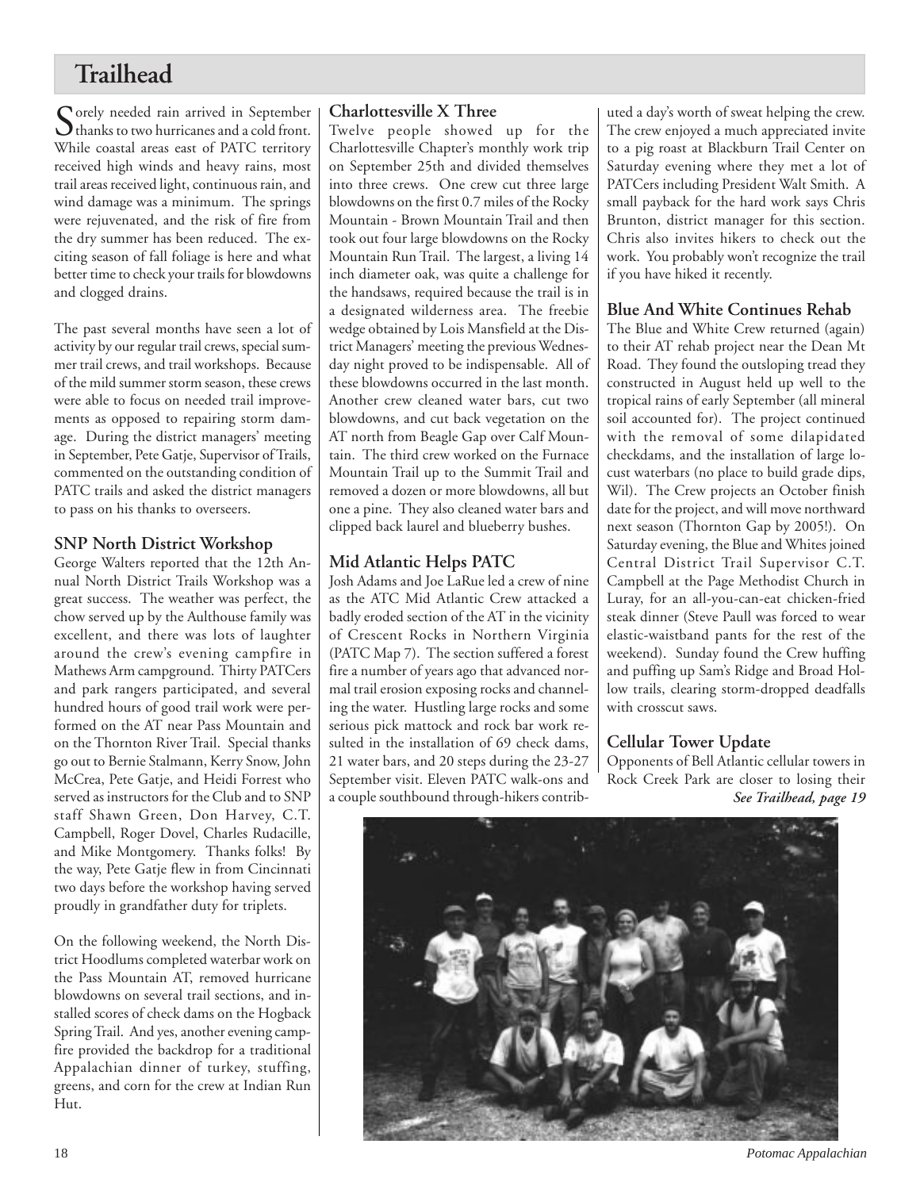# Trailhead

Sorely needed rain arrived in September thanks to two hurricanes and a cold front. While coastal areas east of PATC territory received high winds and heavy rains, most trail areas received light, continuous rain, and wind damage was a minimum. The springs were rejuvenated, and the risk of fire from the dry summer has been reduced. The exciting season of fall foliage is here and what better time to check your trails for blowdowns and clogged drains.

The past several months have seen a lot of activity by our regular trail crews, special summer trail crews, and trail workshops. Because of the mild summer storm season, these crews were able to focus on needed trail improvements as opposed to repairing storm damage. During the district managers' meeting in September, Pete Gatje, Supervisor of Trails, commented on the outstanding condition of PATC trails and asked the district managers to pass on his thanks to overseers.

## SNP North District Workshop

George Walters reported that the 12th Annual North District Trails Workshop was a great success. The weather was perfect, the chow served up by the Aulthouse family was excellent, and there was lots of laughter around the crew's evening campfire in Mathews Arm campground. Thirty PATCers and park rangers participated, and several hundred hours of good trail work were performed on the AT near Pass Mountain and on the Thornton River Trail. Special thanks go out to Bernie Stalmann, Kerry Snow, John McCrea, Pete Gatje, and Heidi Forrest who served as instructors for the Club and to SNP staff Shawn Green, Don Harvey, C.T. Campbell, Roger Dovel, Charles Rudacille, and Mike Montgomery. Thanks folks! By the way, Pete Gatje flew in from Cincinnati two days before the workshop having served proudly in grandfather duty for triplets.

On the following weekend, the North District Hoodlums completed waterbar work on the Pass Mountain AT, removed hurricane blowdowns on several trail sections, and installed scores of check dams on the Hogback Spring Trail. And yes, another evening campfire provided the backdrop for a traditional Appalachian dinner of turkey, stuffing, greens, and corn for the crew at Indian Run Hut.

## Charlottesville X Three

Twelve people showed up for the Charlottesville Chapter's monthly work trip on September 25th and divided themselves into three crews. One crew cut three large blowdowns on the first 0.7 miles of the Rocky Mountain - Brown Mountain Trail and then took out four large blowdowns on the Rocky Mountain Run Trail. The largest, a living 14 inch diameter oak, was quite a challenge for the handsaws, required because the trail is in a designated wilderness area. The freebie wedge obtained by Lois Mansfield at the District Managers' meeting the previous Wednesday night proved to be indispensable. All of these blowdowns occurred in the last month. Another crew cleaned water bars, cut two blowdowns, and cut back vegetation on the AT north from Beagle Gap over Calf Mountain. The third crew worked on the Furnace Mountain Trail up to the Summit Trail and removed a dozen or more blowdowns, all but one a pine. They also cleaned water bars and clipped back laurel and blueberry bushes.

## Mid Atlantic Helps PATC

Josh Adams and Joe LaRue led a crew of nine as the ATC Mid Atlantic Crew attacked a badly eroded section of the AT in the vicinity of Crescent Rocks in Northern Virginia (PATC Map 7). The section suffered a forest fire a number of years ago that advanced normal trail erosion exposing rocks and channeling the water. Hustling large rocks and some serious pick mattock and rock bar work resulted in the installation of 69 check dams, 21 water bars, and 20 steps during the 23-27 September visit. Eleven PATC walk-ons and a couple southbound through-hikers contributed a day's worth of sweat helping the crew. The crew enjoyed a much appreciated invite to a pig roast at Blackburn Trail Center on Saturday evening where they met a lot of PATCers including President Walt Smith. A small payback for the hard work says Chris Brunton, district manager for this section. Chris also invites hikers to check out the work. You probably won't recognize the trail if you have hiked it recently.

## Blue And White Continues Rehab

The Blue and White Crew returned (again) to their AT rehab project near the Dean Mt Road. They found the outsloping tread they constructed in August held up well to the tropical rains of early September (all mineral soil accounted for). The project continued with the removal of some dilapidated checkdams, and the installation of large locust waterbars (no place to build grade dips, Wil). The Crew projects an October finish date for the project, and will move northward next season (Thornton Gap by 2005!). On Saturday evening, the Blue and Whites joined Central District Trail Supervisor C.T. Campbell at the Page Methodist Church in Luray, for an all-you-can-eat chicken-fried steak dinner (Steve Paull was forced to wear elastic-waistband pants for the rest of the weekend). Sunday found the Crew huffing and puffing up Sam's Ridge and Broad Hollow trails, clearing storm-dropped deadfalls with crosscut saws.

## Cellular Tower Update

Opponents of Bell Atlantic cellular towers in Rock Creek Park are closer to losing their

*See Trailhead, page 19*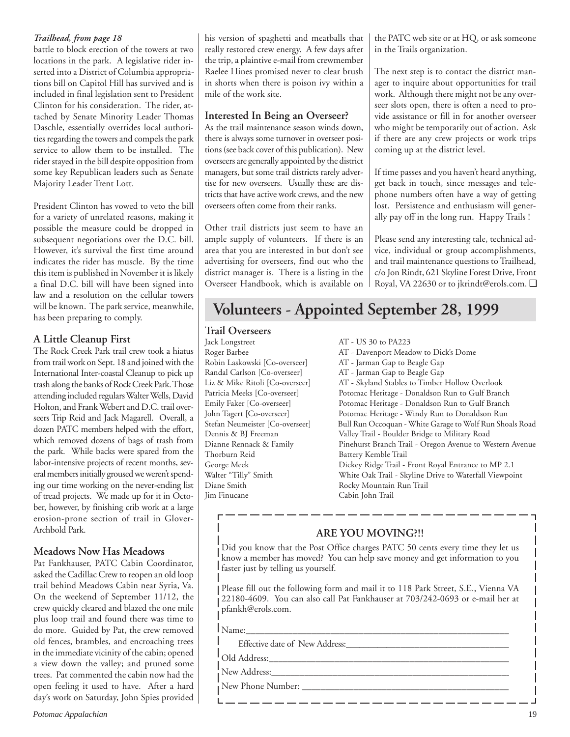*Trailhead, from page 18*

battle to block erection of the towers at two locations in the park. A legislative rider inserted into a District of Columbia appropriations bill on Capitol Hill has survived and is included in final legislation sent to President Clinton for his consideration. The rider, attached by Senate Minority Leader Thomas Daschle, essentially overrides local authorities regarding the towers and compels the park service to allow them to be installed. The rider stayed in the bill despite opposition from some key Republican leaders such as Senate Majority Leader Trent Lott.

President Clinton has vowed to veto the bill for a variety of unrelated reasons, making it possible the measure could be dropped in subsequent negotiations over the D.C. bill. However, it's survival the first time around indicates the rider has muscle. By the time this item is published in November it is likely a final D.C. bill will have been signed into law and a resolution on the cellular towers will be known. The park service, meanwhile, has been preparing to comply.

### A Little Cleanup First

The Rock Creek Park trail crew took a hiatus from trail work on Sept. 18 and joined with the International Inter-coastal Cleanup to pick up trash along the banks of Rock Creek Park. Those attending included regulars Walter Wells, David Holton, and Frank Webert and D.C. trail overseers Trip Reid and Jack Magarell. Overall, a dozen PATC members helped with the effort, which removed dozens of bags of trash from the park. While backs were spared from the labor-intensive projects of recent months, several members initially groused we weren't spending our time working on the never-ending list of tread projects. We made up for it in October, however, by finishing crib work at a large erosion-prone section of trail in Glover-Archbold Park.

### Meadows Now Has Meadows

Pat Fankhauser, PATC Cabin Coordinator, asked the Cadillac Crew to reopen an old loop trail behind Meadows Cabin near Syria, Va. On the weekend of September 11/12, the crew quickly cleared and blazed the one mile plus loop trail and found there was time to do more. Guided by Pat, the crew removed old fences, brambles, and encroaching trees in the immediate vicinity of the cabin; opened a view down the valley; and pruned some trees. Pat commented the cabin now had the open feeling it used to have. After a hard day's work on Saturday, John Spies provided his version of spaghetti and meatballs that really restored crew energy. A few days after the trip, a plaintive e-mail from crewmember Raelee Hines promised never to clear brush in shorts when there is poison ivy within a mile of the work site.

### Interested In Being an Overseer?

As the trail maintenance season winds down, there is always some turnover in overseer positions (see back cover of this publication). New overseers are generally appointed by the district managers, but some trail districts rarely advertise for new overseers. Usually these are districts that have active work crews, and the new overseers often come from their ranks.

Other trail districts just seem to have an ample supply of volunteers. If there is an area that you are interested in but don't see advertising for overseers, find out who the district manager is. There is a listing in the Overseer Handbook, which is available on the PATC web site or at HQ, or ask someone in the Trails organization.

The next step is to contact the district manager to inquire about opportunities for trail work. Although there might not be any overseer slots open, there is often a need to provide assistance or fill in for another overseer who might be temporarily out of action. Ask if there are any crew projects or work trips coming up at the district level.

If time passes and you haven't heard anything, get back in touch, since messages and telephone numbers often have a way of getting lost. Persistence and enthusiasm will generally pay off in the long run. Happy Trails !

Please send any interesting tale, technical advice, individual or group accomplishments, and trail maintenance questions to Trailhead, c/o Jon Rindt, 621 Skyline Forest Drive, Front Royal, VA 22630 or to jkrindt@erols.com. ❑

## Volunteers - Appointed September 28, 1999

### Trail Overseers

| Name | Trail |
|---|---|
| Jack Longstreet | AT - US 30 to PA223 |
| Roger Barbee | AT - Davenport Meadow to Dick's Dome |
| Robin Laskowski [Co-overseer] | AT - Jarman Gap to Beagle Gap |
| Randal Carlson [Co-overseer] | AT - Jarman Gap to Beagle Gap |
| Liz & Mike Ritoli [Co-overseer] | AT - Skyland Stables to Timber Hollow Overlook |
| Patricia Meeks [Co-overseer] | Potomac Heritage - Donaldson Run to Gulf Branch |
| Emily Faker [Co-overseer] | Potomac Heritage - Donaldson Run to Gulf Branch |
| John Tagert [Co-overseer] | Potomac Heritage - Windy Run to Donaldson Run |
| Stefan Neumeister [Co-overseer] | Bull Run Occoquan - White Garage to Wolf Run Shoals Road |
| Dennis & BJ Freeman | Valley Trail - Boulder Bridge to Military Road |
| Dianne Rennack & Family | Pinehurst Branch Trail - Oregon Avenue to Western Avenue |
| Thorburn Reid | Battery Kemble Trail |
| George Meek | Dickey Ridge Trail - Front Royal Entrance to MP 2.1 |
| Walter "Tilly" Smith | White Oak Trail - Skyline Drive to Waterfall Viewpoint |
| Diane Smith | Rocky Mountain Run Trail |
| Jim Finucane | Cabin John Trail |

**ARE YOU MOVING?!!**

Did you know that the Post Office charges PATC 50 cents every time they let us know a member has moved? You can help save money and get information to you faster just by telling us yourself.

Please fill out the following form and mail it to 118 Park Street, S.E., Vienna VA 22180-4609. You can also call Pat Fankhauser at 703/242-0693 or e-mail her at pfankh@erols.com.

Name:\_\_\_\_\_\_\_\_\_\_\_\_\_\_\_\_\_\_\_\_\_\_\_\_\_\_\_\_\_\_\_\_\_\_\_\_\_\_\_\_

Effective date of New Address:\_\_\_\_\_\_\_\_\_\_\_\_\_\_\_\_\_\_\_\_\_\_\_\_\_\_

Old Address:\_\_\_\_\_\_\_\_\_\_\_\_\_\_\_\_\_\_\_\_\_\_\_\_\_\_\_\_\_\_\_\_\_\_\_\_\_\_

New Address:\_\_\_\_\_\_\_\_\_\_\_\_\_\_\_\_\_\_\_\_\_\_\_\_\_\_\_\_\_\_\_\_\_\_\_\_\_\_

New Phone Number: \_\_\_\_\_\_\_\_\_\_\_\_\_\_\_\_\_\_\_\_\_\_\_\_\_\_\_\_\_\_\_\_\_\_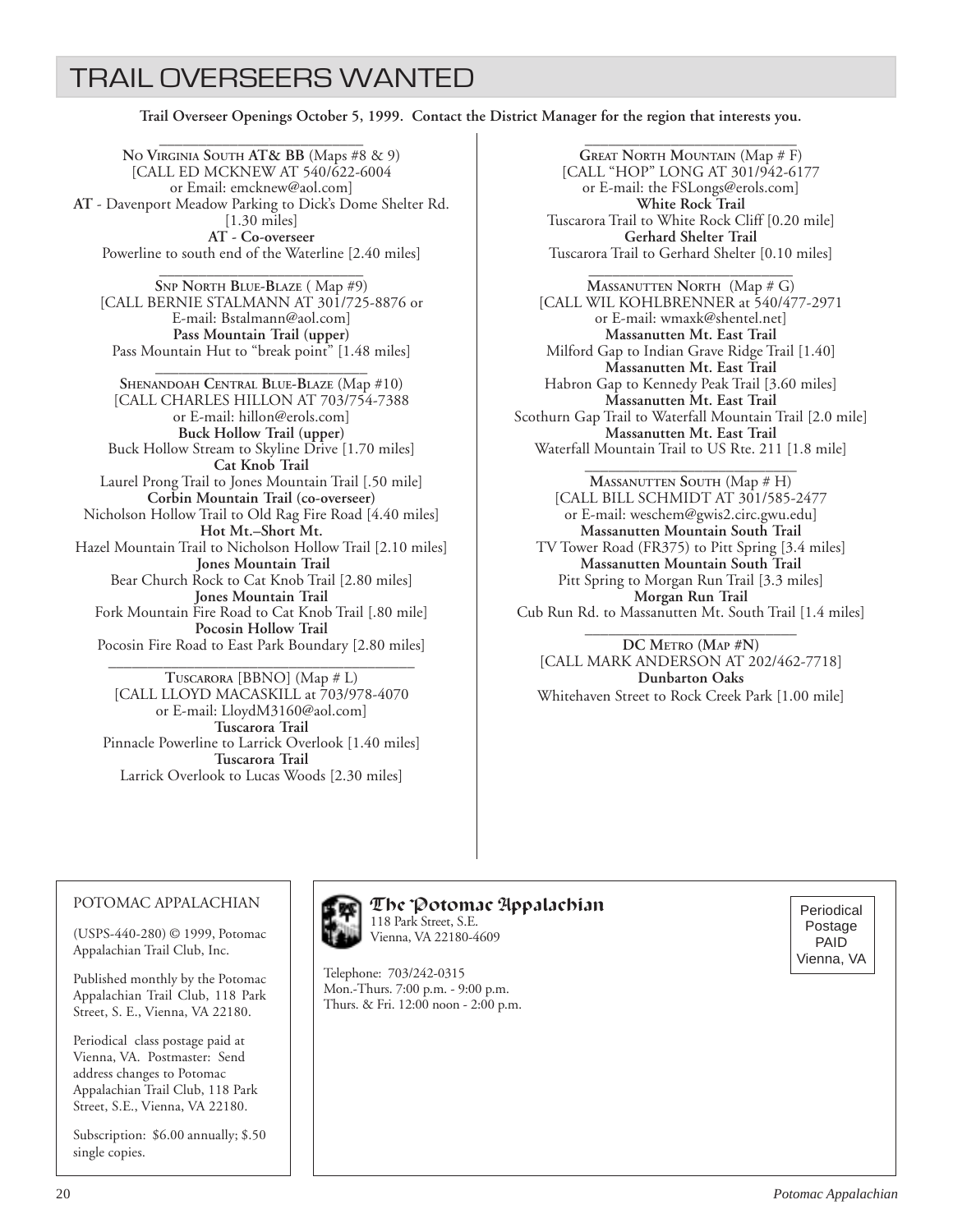# TRAIL OVERSEERS WANTED

**Trail Overseer Openings October 5, 1999. Contact the District Manager for the region that interests you.**

---

**No Virginia South AT& BB** (Maps #8 & 9)
[CALL ED MCKNEW AT 540/622-6004
or Email: emcknew@aol.com]

**AT** - Davenport Meadow Parking to Dick's Dome Shelter Rd. [1.30 miles]

**AT - Co-overseer**
Powerline to south end of the Waterline [2.40 miles]

---

**Snp North Blue-Blaze** ( Map #9)
[CALL BERNIE STALMANN AT 301/725-8876 or
E-mail: Bstalmann@aol.com]

**Pass Mountain Trail (upper)**
Pass Mountain Hut to "break point" [1.48 miles]

---

**Shenandoah Central Blue-Blaze** (Map #10)
[CALL CHARLES HILLON AT 703/754-7388
or E-mail: hillon@erols.com]

**Buck Hollow Trail (upper)**
Buck Hollow Stream to Skyline Drive [1.70 miles]

**Cat Knob Trail**
Laurel Prong Trail to Jones Mountain Trail [.50 mile]

**Corbin Mountain Trail (co-overseer)**
Nicholson Hollow Trail to Old Rag Fire Road [4.40 miles]

**Hot Mt.–Short Mt.**
Hazel Mountain Trail to Nicholson Hollow Trail [2.10 miles]

**Jones Mountain Trail**
Bear Church Rock to Cat Knob Trail [2.80 miles]

**Jones Mountain Trail**
Fork Mountain Fire Road to Cat Knob Trail [.80 mile]

**Pocosin Hollow Trail**
Pocosin Fire Road to East Park Boundary [2.80 miles]

---

**Tuscarora** [BBNO] (Map # L)
[CALL LLOYD MACASKILL at 703/978-4070
or E-mail: LloydM3160@aol.com]

**Tuscarora Trail**
Pinnacle Powerline to Larrick Overlook [1.40 miles]

**Tuscarora Trail**
Larrick Overlook to Lucas Woods [2.30 miles]

---

**Great North Mountain** (Map # F)
[CALL "HOP" LONG AT 301/942-6177
or E-mail: the FSLongs@erols.com]

**White Rock Trail**
Tuscarora Trail to White Rock Cliff [0.20 mile]

**Gerhard Shelter Trail**
Tuscarora Trail to Gerhard Shelter [0.10 miles]

---

**Massanutten North** (Map # G)
[CALL WIL KOHLBRENNER at 540/477-2971
or E-mail: wmaxk@shentel.net]

**Massanutten Mt. East Trail**
Milford Gap to Indian Grave Ridge Trail [1.40]

**Massanutten Mt. East Trail**
Habron Gap to Kennedy Peak Trail [3.60 miles]

**Massanutten Mt. East Trail**
Scothurn Gap Trail to Waterfall Mountain Trail [2.0 mile]

**Massanutten Mt. East Trail**
Waterfall Mountain Trail to US Rte. 211 [1.8 mile]

---

**Massanutten South** (Map # H)
[CALL BILL SCHMIDT AT 301/585-2477
or E-mail: weschem@gwis2.circ.gwu.edu]

**Massanutten Mountain South Trail**
TV Tower Road (FR375) to Pitt Spring [3.4 miles]

**Massanutten Mountain South Trail**
Pitt Spring to Morgan Run Trail [3.3 miles]

**Morgan Run Trail**
Cub Run Rd. to Massanutten Mt. South Trail [1.4 miles]

---

**DC Metro (Map #N)**
[CALL MARK ANDERSON AT 202/462-7718]

**Dunbarton Oaks**
Whitehaven Street to Rock Creek Park [1.00 mile]

---

POTOMAC APPALACHIAN

(USPS-440-280) © 1999, Potomac Appalachian Trail Club, Inc.

Published monthly by the Potomac Appalachian Trail Club, 118 Park Street, S. E., Vienna, VA 22180.

Periodical class postage paid at Vienna, VA. Postmaster: Send address changes to Potomac Appalachian Trail Club, 118 Park Street, S.E., Vienna, VA 22180.

Subscription: $6.00 annually; $.50 single copies.

---

**The Potomac Appalachian**
118 Park Street, S.E.
Vienna, VA 22180-4609

Telephone: 703/242-0315
Mon.-Thurs. 7:00 p.m. - 9:00 p.m.
Thurs. & Fri. 12:00 noon - 2:00 p.m.

Periodical
Postage
PAID
Vienna, VA